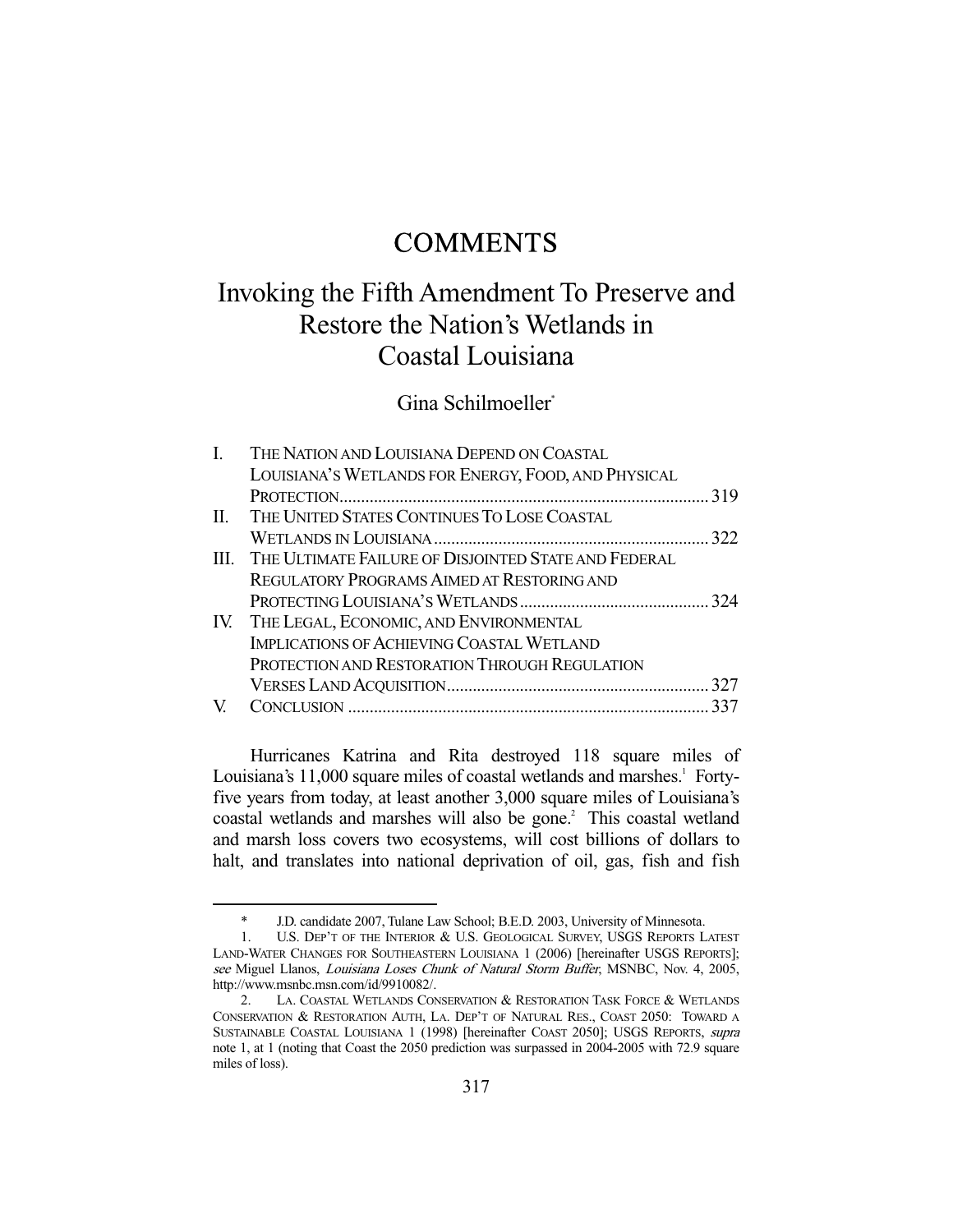# COMMENTS

# Invoking the Fifth Amendment To Preserve and Restore the Nation's Wetlands in Coastal Louisiana

Gina Schilmoeller*

| | | |
|---|---|---|
| I. | THE NATION AND LOUISIANA DEPEND ON COASTAL LOUISIANA'S WETLANDS FOR ENERGY, FOOD, AND PHYSICAL PROTECTION | 319 |
| II. | THE UNITED STATES CONTINUES TO LOSE COASTAL WETLANDS IN LOUISIANA | 322 |
| III. | THE ULTIMATE FAILURE OF DISJOINTED STATE AND FEDERAL REGULATORY PROGRAMS AIMED AT RESTORING AND PROTECTING LOUISIANA'S WETLANDS | 324 |
| IV. | THE LEGAL, ECONOMIC, AND ENVIRONMENTAL IMPLICATIONS OF ACHIEVING COASTAL WETLAND PROTECTION AND RESTORATION THROUGH REGULATION VERSES LAND ACQUISITION | 327 |
| V. | CONCLUSION | 337 |

Hurricanes Katrina and Rita destroyed 118 square miles of Louisiana's 11,000 square miles of coastal wetlands and marshes.[1] Forty-five years from today, at least another 3,000 square miles of Louisiana's coastal wetlands and marshes will also be gone.[2] This coastal wetland and marsh loss covers two ecosystems, will cost billions of dollars to halt, and translates into national deprivation of oil, gas, fish and fish

---

\* J.D. candidate 2007, Tulane Law School; B.E.D. 2003, University of Minnesota.

1. U.S. DEP'T OF THE INTERIOR & U.S. GEOLOGICAL SURVEY, USGS REPORTS LATEST LAND-WATER CHANGES FOR SOUTHEASTERN LOUISIANA 1 (2006) [hereinafter USGS REPORTS]; *see* Miguel Llanos, *Louisiana Loses Chunk of Natural Storm Buffer*, MSNBC, Nov. 4, 2005, http://www.msnbc.msn.com/id/9910082/.

2. LA. COASTAL WETLANDS CONSERVATION & RESTORATION TASK FORCE & WETLANDS CONSERVATION & RESTORATION AUTH, LA. DEP'T OF NATURAL RES., COAST 2050: TOWARD A SUSTAINABLE COASTAL LOUISIANA 1 (1998) [hereinafter COAST 2050]; USGS REPORTS, *supra* note 1, at 1 (noting that Coast the 2050 prediction was surpassed in 2004-2005 with 72.9 square miles of loss).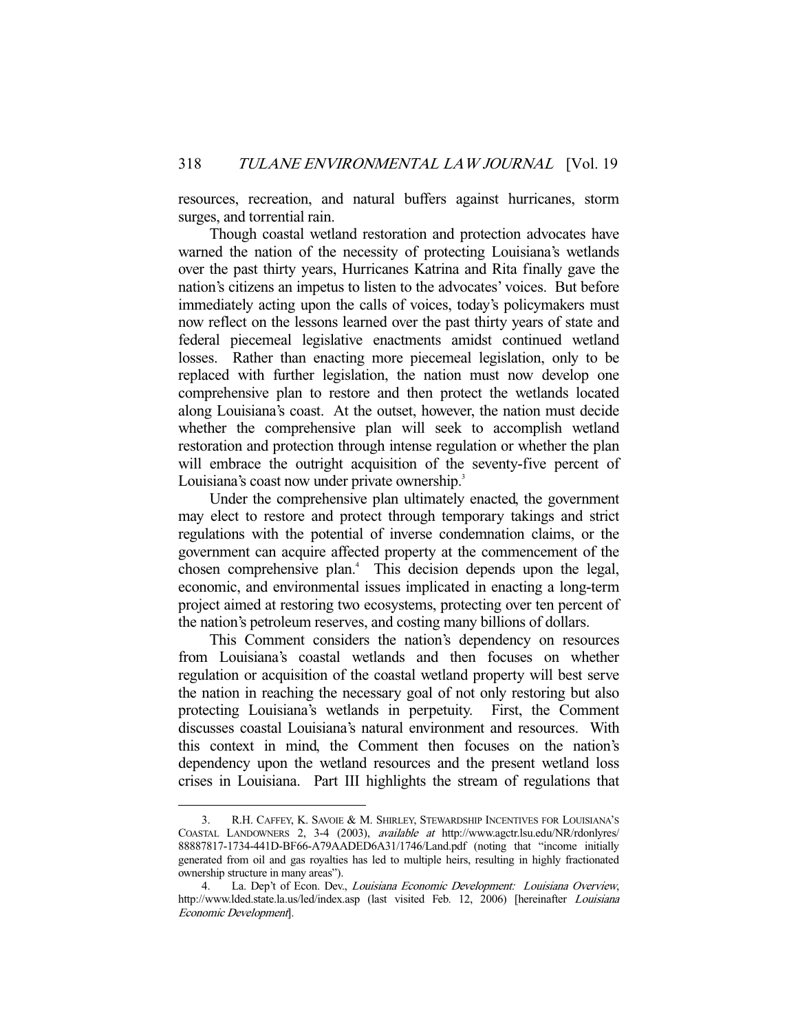resources, recreation, and natural buffers against hurricanes, storm surges, and torrential rain.

Though coastal wetland restoration and protection advocates have warned the nation of the necessity of protecting Louisiana's wetlands over the past thirty years, Hurricanes Katrina and Rita finally gave the nation's citizens an impetus to listen to the advocates' voices. But before immediately acting upon the calls of voices, today's policymakers must now reflect on the lessons learned over the past thirty years of state and federal piecemeal legislative enactments amidst continued wetland losses. Rather than enacting more piecemeal legislation, only to be replaced with further legislation, the nation must now develop one comprehensive plan to restore and then protect the wetlands located along Louisiana's coast. At the outset, however, the nation must decide whether the comprehensive plan will seek to accomplish wetland restoration and protection through intense regulation or whether the plan will embrace the outright acquisition of the seventy-five percent of Louisiana's coast now under private ownership.[3]

Under the comprehensive plan ultimately enacted, the government may elect to restore and protect through temporary takings and strict regulations with the potential of inverse condemnation claims, or the government can acquire affected property at the commencement of the chosen comprehensive plan.[4] This decision depends upon the legal, economic, and environmental issues implicated in enacting a long-term project aimed at restoring two ecosystems, protecting over ten percent of the nation's petroleum reserves, and costing many billions of dollars.

This Comment considers the nation's dependency on resources from Louisiana's coastal wetlands and then focuses on whether regulation or acquisition of the coastal wetland property will best serve the nation in reaching the necessary goal of not only restoring but also protecting Louisiana's wetlands in perpetuity. First, the Comment discusses coastal Louisiana's natural environment and resources. With this context in mind, the Comment then focuses on the nation's dependency upon the wetland resources and the present wetland loss crises in Louisiana. Part III highlights the stream of regulations that

3. R.H. CAFFEY, K. SAVOIE & M. SHIRLEY, STEWARDSHIP INCENTIVES FOR LOUISIANA'S COASTAL LANDOWNERS 2, 3-4 (2003), *available at* http://www.agctr.lsu.edu/NR/rdonlyres/88887817-1734-441D-BF66-A79AADED6A31/1746/Land.pdf (noting that "income initially generated from oil and gas royalties has led to multiple heirs, resulting in highly fractionated ownership structure in many areas").

4. La. Dep't of Econ. Dev., *Louisiana Economic Development: Louisiana Overview*, http://www.lded.state.la.us/led/index.asp (last visited Feb. 12, 2006) [hereinafter *Louisiana Economic Development*].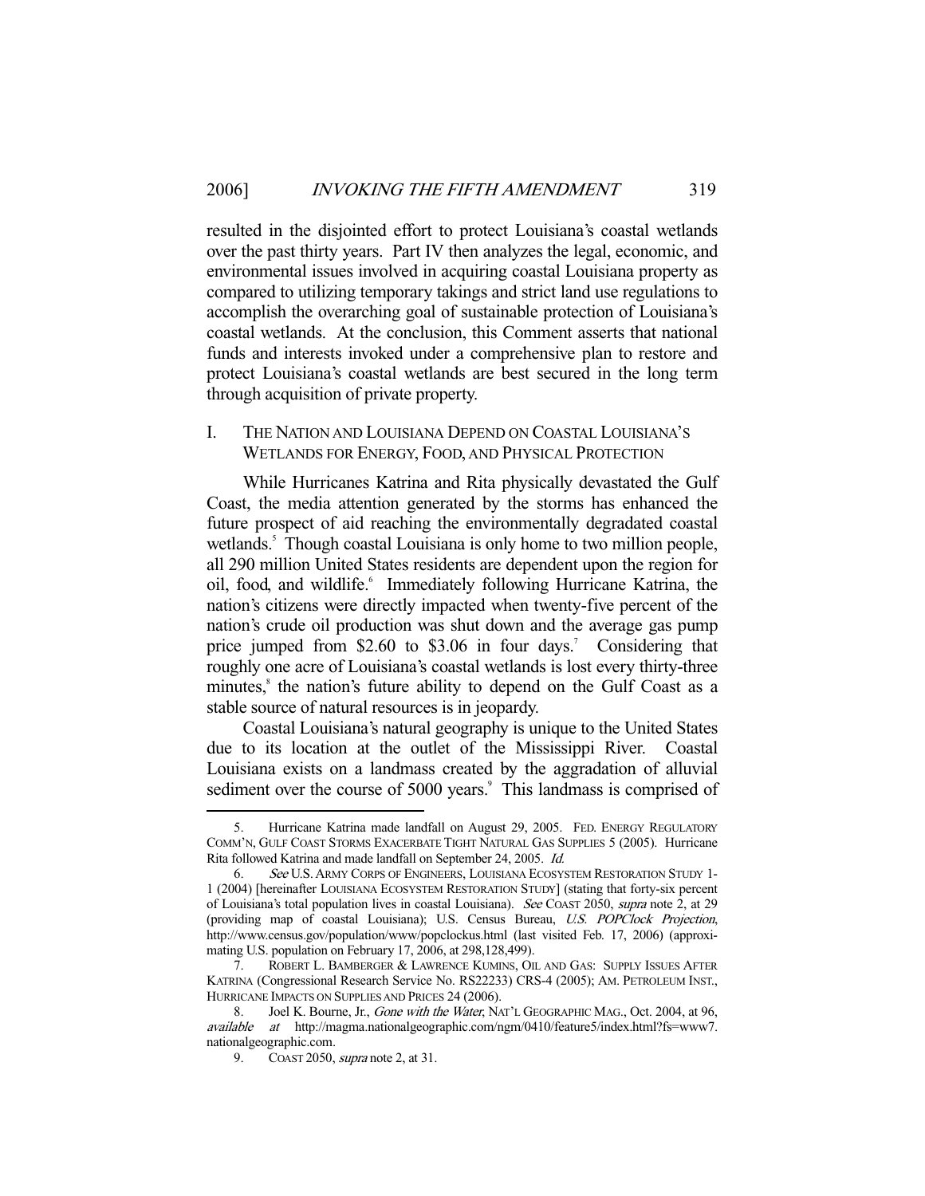resulted in the disjointed effort to protect Louisiana's coastal wetlands over the past thirty years. Part IV then analyzes the legal, economic, and environmental issues involved in acquiring coastal Louisiana property as compared to utilizing temporary takings and strict land use regulations to accomplish the overarching goal of sustainable protection of Louisiana's coastal wetlands. At the conclusion, this Comment asserts that national funds and interests invoked under a comprehensive plan to restore and protect Louisiana's coastal wetlands are best secured in the long term through acquisition of private property.

## I. THE NATION AND LOUISIANA DEPEND ON COASTAL LOUISIANA'S WETLANDS FOR ENERGY, FOOD, AND PHYSICAL PROTECTION

While Hurricanes Katrina and Rita physically devastated the Gulf Coast, the media attention generated by the storms has enhanced the future prospect of aid reaching the environmentally degradated coastal wetlands.[5] Though coastal Louisiana is only home to two million people, all 290 million United States residents are dependent upon the region for oil, food, and wildlife.[6] Immediately following Hurricane Katrina, the nation's citizens were directly impacted when twenty-five percent of the nation's crude oil production was shut down and the average gas pump price jumped from $2.60 to $3.06 in four days.[7] Considering that roughly one acre of Louisiana's coastal wetlands is lost every thirty-three minutes,[8] the nation's future ability to depend on the Gulf Coast as a stable source of natural resources is in jeopardy.

Coastal Louisiana's natural geography is unique to the United States due to its location at the outlet of the Mississippi River. Coastal Louisiana exists on a landmass created by the aggradation of alluvial sediment over the course of 5000 years.[9] This landmass is comprised of

---

5. Hurricane Katrina made landfall on August 29, 2005. FED. ENERGY REGULATORY COMM'N, GULF COAST STORMS EXACERBATE TIGHT NATURAL GAS SUPPLIES 5 (2005). Hurricane Rita followed Katrina and made landfall on September 24, 2005. *Id.*

6. *See* U.S. ARMY CORPS OF ENGINEERS, LOUISIANA ECOSYSTEM RESTORATION STUDY 1-1 (2004) [hereinafter LOUISIANA ECOSYSTEM RESTORATION STUDY] (stating that forty-six percent of Louisiana's total population lives in coastal Louisiana). *See* COAST 2050, *supra* note 2, at 29 (providing map of coastal Louisiana); U.S. Census Bureau, *U.S. POPClock Projection*, http://www.census.gov/population/www/popclockus.html (last visited Feb. 17, 2006) (approximating U.S. population on February 17, 2006, at 298,128,499).

7. ROBERT L. BAMBERGER & LAWRENCE KUMINS, OIL AND GAS: SUPPLY ISSUES AFTER KATRINA (Congressional Research Service No. RS22233) CRS-4 (2005); AM. PETROLEUM INST., HURRICANE IMPACTS ON SUPPLIES AND PRICES 24 (2006).

8. Joel K. Bourne, Jr., *Gone with the Water*, NAT'L GEOGRAPHIC MAG., Oct. 2004, at 96, *available at* http://magma.nationalgeographic.com/ngm/0410/feature5/index.html?fs=www7.nationalgeographic.com.

9. COAST 2050, *supra* note 2, at 31.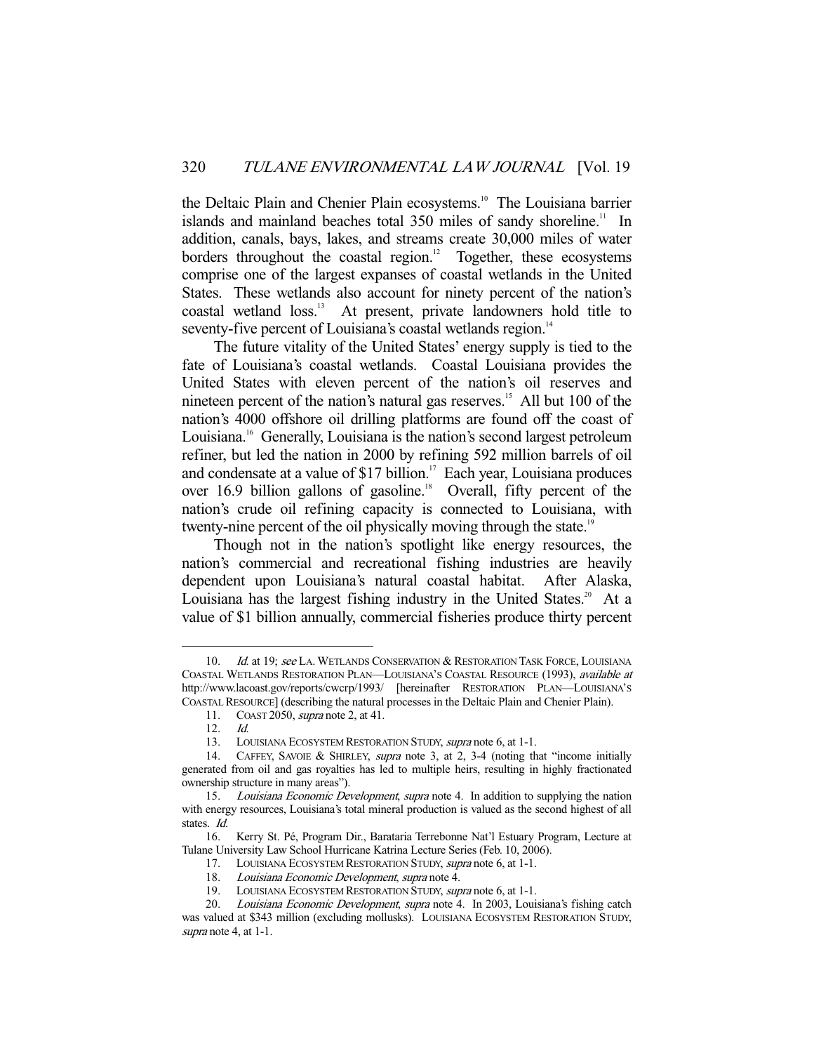the Deltaic Plain and Chenier Plain ecosystems.[10] The Louisiana barrier islands and mainland beaches total 350 miles of sandy shoreline.[11] In addition, canals, bays, lakes, and streams create 30,000 miles of water borders throughout the coastal region.[12] Together, these ecosystems comprise one of the largest expanses of coastal wetlands in the United States. These wetlands also account for ninety percent of the nation's coastal wetland loss.[13] At present, private landowners hold title to seventy-five percent of Louisiana's coastal wetlands region.[14]

The future vitality of the United States' energy supply is tied to the fate of Louisiana's coastal wetlands. Coastal Louisiana provides the United States with eleven percent of the nation's oil reserves and nineteen percent of the nation's natural gas reserves.[15] All but 100 of the nation's 4000 offshore oil drilling platforms are found off the coast of Louisiana.[16] Generally, Louisiana is the nation's second largest petroleum refiner, but led the nation in 2000 by refining 592 million barrels of oil and condensate at a value of $17 billion.[17] Each year, Louisiana produces over 16.9 billion gallons of gasoline.[18] Overall, fifty percent of the nation's crude oil refining capacity is connected to Louisiana, with twenty-nine percent of the oil physically moving through the state.[19]

Though not in the nation's spotlight like energy resources, the nation's commercial and recreational fishing industries are heavily dependent upon Louisiana's natural coastal habitat. After Alaska, Louisiana has the largest fishing industry in the United States.[20] At a value of $1 billion annually, commercial fisheries produce thirty percent

---

10. *Id.* at 19; *see* LA. WETLANDS CONSERVATION & RESTORATION TASK FORCE, LOUISIANA COASTAL WETLANDS RESTORATION PLAN—LOUISIANA'S COASTAL RESOURCE (1993), *available at* http://www.lacoast.gov/reports/cwcrp/1993/ [hereinafter RESTORATION PLAN—LOUISIANA'S COASTAL RESOURCE] (describing the natural processes in the Deltaic Plain and Chenier Plain).

11. COAST 2050, *supra* note 2, at 41.

12. *Id.*

13. LOUISIANA ECOSYSTEM RESTORATION STUDY, *supra* note 6, at 1-1.

14. CAFFEY, SAVOIE & SHIRLEY, *supra* note 3, at 2, 3-4 (noting that "income initially generated from oil and gas royalties has led to multiple heirs, resulting in highly fractionated ownership structure in many areas").

15. *Louisiana Economic Development*, *supra* note 4. In addition to supplying the nation with energy resources, Louisiana's total mineral production is valued as the second highest of all states. *Id.*

16. Kerry St. Pé, Program Dir., Barataria Terrebonne Nat'l Estuary Program, Lecture at Tulane University Law School Hurricane Katrina Lecture Series (Feb. 10, 2006).

17. LOUISIANA ECOSYSTEM RESTORATION STUDY, *supra* note 6, at 1-1.

18. *Louisiana Economic Development*, *supra* note 4.

19. LOUISIANA ECOSYSTEM RESTORATION STUDY, *supra* note 6, at 1-1.

20. *Louisiana Economic Development*, *supra* note 4. In 2003, Louisiana's fishing catch was valued at $343 million (excluding mollusks). LOUISIANA ECOSYSTEM RESTORATION STUDY, *supra* note 4, at 1-1.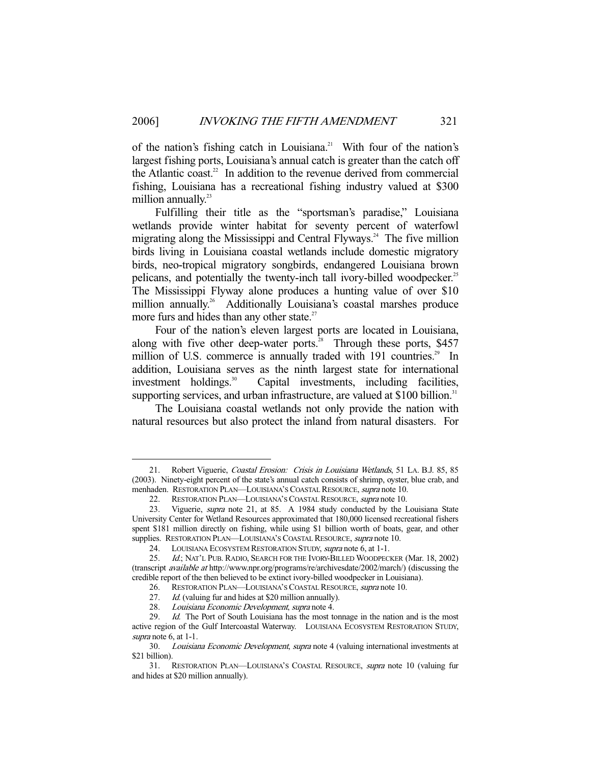of the nation's fishing catch in Louisiana.[21] With four of the nation's largest fishing ports, Louisiana's annual catch is greater than the catch off the Atlantic coast.[22] In addition to the revenue derived from commercial fishing, Louisiana has a recreational fishing industry valued at $300 million annually.[23]

Fulfilling their title as the "sportsman's paradise," Louisiana wetlands provide winter habitat for seventy percent of waterfowl migrating along the Mississippi and Central Flyways.[24] The five million birds living in Louisiana coastal wetlands include domestic migratory birds, neo-tropical migratory songbirds, endangered Louisiana brown pelicans, and potentially the twenty-inch tall ivory-billed woodpecker.[25] The Mississippi Flyway alone produces a hunting value of over $10 million annually.[26] Additionally Louisiana's coastal marshes produce more furs and hides than any other state.[27]

Four of the nation's eleven largest ports are located in Louisiana, along with five other deep-water ports.[28] Through these ports, $457 million of U.S. commerce is annually traded with 191 countries.[29] In addition, Louisiana serves as the ninth largest state for international investment holdings.[30] Capital investments, including facilities, supporting services, and urban infrastructure, are valued at $100 billion.[31]

The Louisiana coastal wetlands not only provide the nation with natural resources but also protect the inland from natural disasters. For

---

21. Robert Viguerie, *Coastal Erosion: Crisis in Louisiana Wetlands*, 51 LA. B.J. 85, 85 (2003). Ninety-eight percent of the state's annual catch consists of shrimp, oyster, blue crab, and menhaden. RESTORATION PLAN—LOUISIANA'S COASTAL RESOURCE, *supra* note 10.

22. RESTORATION PLAN—LOUISIANA'S COASTAL RESOURCE, *supra* note 10.

23. Viguerie, *supra* note 21, at 85. A 1984 study conducted by the Louisiana State University Center for Wetland Resources approximated that 180,000 licensed recreational fishers spent $181 million directly on fishing, while using $1 billion worth of boats, gear, and other supplies. RESTORATION PLAN—LOUISIANA'S COASTAL RESOURCE, *supra* note 10.

24. LOUISIANA ECOSYSTEM RESTORATION STUDY, *supra* note 6, at 1-1.

25. *Id.*; NAT'L PUB. RADIO, SEARCH FOR THE IVORY-BILLED WOODPECKER (Mar. 18, 2002) (transcript *available at* http://www.npr.org/programs/re/archivesdate/2002/march/) (discussing the credible report of the then believed to be extinct ivory-billed woodpecker in Louisiana).

26. RESTORATION PLAN—LOUISIANA'S COASTAL RESOURCE, *supra* note 10.

27. *Id.* (valuing fur and hides at $20 million annually).

28. *Louisiana Economic Development*, *supra* note 4.

29. *Id.* The Port of South Louisiana has the most tonnage in the nation and is the most active region of the Gulf Intercoastal Waterway. LOUISIANA ECOSYSTEM RESTORATION STUDY, *supra* note 6, at 1-1.

30. *Louisiana Economic Development*, *supra* note 4 (valuing international investments at $21 billion).

31. RESTORATION PLAN—LOUISIANA'S COASTAL RESOURCE, *supra* note 10 (valuing fur and hides at $20 million annually).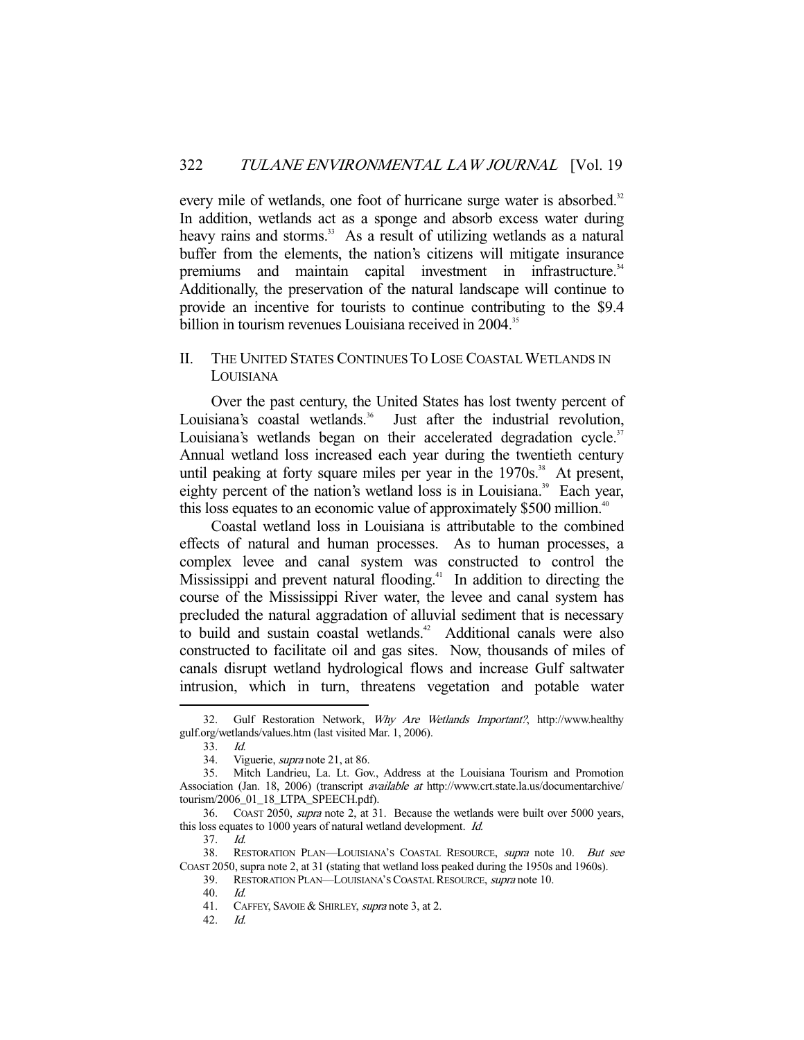every mile of wetlands, one foot of hurricane surge water is absorbed.[32] In addition, wetlands act as a sponge and absorb excess water during heavy rains and storms.[33] As a result of utilizing wetlands as a natural buffer from the elements, the nation's citizens will mitigate insurance premiums and maintain capital investment in infrastructure.[34] Additionally, the preservation of the natural landscape will continue to provide an incentive for tourists to continue contributing to the $9.4 billion in tourism revenues Louisiana received in 2004.[35]

## II. THE UNITED STATES CONTINUES TO LOSE COASTAL WETLANDS IN LOUISIANA

Over the past century, the United States has lost twenty percent of Louisiana's coastal wetlands.[36] Just after the industrial revolution, Louisiana's wetlands began on their accelerated degradation cycle.[37] Annual wetland loss increased each year during the twentieth century until peaking at forty square miles per year in the 1970s.[38] At present, eighty percent of the nation's wetland loss is in Louisiana.[39] Each year, this loss equates to an economic value of approximately $500 million.[40]

Coastal wetland loss in Louisiana is attributable to the combined effects of natural and human processes. As to human processes, a complex levee and canal system was constructed to control the Mississippi and prevent natural flooding.[41] In addition to directing the course of the Mississippi River water, the levee and canal system has precluded the natural aggradation of alluvial sediment that is necessary to build and sustain coastal wetlands.[42] Additional canals were also constructed to facilitate oil and gas sites. Now, thousands of miles of canals disrupt wetland hydrological flows and increase Gulf saltwater intrusion, which in turn, threatens vegetation and potable water

---

32. Gulf Restoration Network, *Why Are Wetlands Important?*, http://www.healthygulf.org/wetlands/values.htm (last visited Mar. 1, 2006).

33. *Id.*

34. Viguerie, *supra* note 21, at 86.

35. Mitch Landrieu, La. Lt. Gov., Address at the Louisiana Tourism and Promotion Association (Jan. 18, 2006) (transcript *available at* http://www.crt.state.la.us/documentarchive/tourism/2006_01_18_LTPA_SPEECH.pdf).

36. COAST 2050, *supra* note 2, at 31. Because the wetlands were built over 5000 years, this loss equates to 1000 years of natural wetland development. *Id.*

37. *Id.*

38. RESTORATION PLAN—LOUISIANA'S COASTAL RESOURCE, *supra* note 10. *But see* COAST 2050, supra note 2, at 31 (stating that wetland loss peaked during the 1950s and 1960s).

39. RESTORATION PLAN—LOUISIANA'S COASTAL RESOURCE, *supra* note 10.

40. *Id.*

41. CAFFEY, SAVOIE & SHIRLEY, *supra* note 3, at 2.

42. *Id.*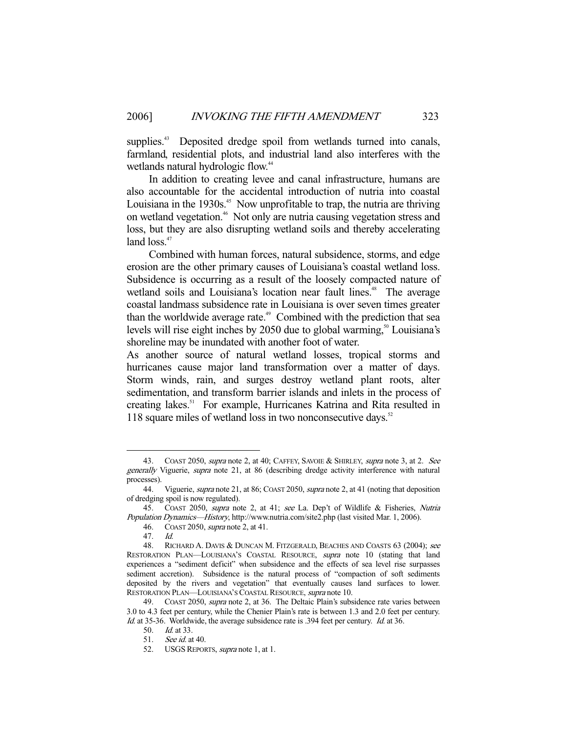supplies.[43] Deposited dredge spoil from wetlands turned into canals, farmland, residential plots, and industrial land also interferes with the wetlands natural hydrologic flow.[44]

In addition to creating levee and canal infrastructure, humans are also accountable for the accidental introduction of nutria into coastal Louisiana in the 1930s.[45] Now unprofitable to trap, the nutria are thriving on wetland vegetation.[46] Not only are nutria causing vegetation stress and loss, but they are also disrupting wetland soils and thereby accelerating land loss.[47]

Combined with human forces, natural subsidence, storms, and edge erosion are the other primary causes of Louisiana's coastal wetland loss. Subsidence is occurring as a result of the loosely compacted nature of wetland soils and Louisiana's location near fault lines.[48] The average coastal landmass subsidence rate in Louisiana is over seven times greater than the worldwide average rate.[49] Combined with the prediction that sea levels will rise eight inches by 2050 due to global warming,[50] Louisiana's shoreline may be inundated with another foot of water.

As another source of natural wetland losses, tropical storms and hurricanes cause major land transformation over a matter of days. Storm winds, rain, and surges destroy wetland plant roots, alter sedimentation, and transform barrier islands and inlets in the process of creating lakes.[51] For example, Hurricanes Katrina and Rita resulted in 118 square miles of wetland loss in two nonconsecutive days.[52]

---

43. COAST 2050, *supra* note 2, at 40; CAFFEY, SAVOIE & SHIRLEY, *supra* note 3, at 2. *See generally* Viguerie, *supra* note 21, at 86 (describing dredge activity interference with natural processes).

44. Viguerie, *supra* note 21, at 86; COAST 2050, *supra* note 2, at 41 (noting that deposition of dredging spoil is now regulated).

45. COAST 2050, *supra* note 2, at 41; *see* La. Dep't of Wildlife & Fisheries, *Nutria Population Dynamics—History*, http://www.nutria.com/site2.php (last visited Mar. 1, 2006).

46. COAST 2050, *supra* note 2, at 41.

47. *Id.*

48. RICHARD A. DAVIS & DUNCAN M. FITZGERALD, BEACHES AND COASTS 63 (2004); *see* RESTORATION PLAN—LOUISIANA'S COASTAL RESOURCE, *supra* note 10 (stating that land experiences a "sediment deficit" when subsidence and the effects of sea level rise surpasses sediment accretion). Subsidence is the natural process of "compaction of soft sediments deposited by the rivers and vegetation" that eventually causes land surfaces to lower. RESTORATION PLAN—LOUISIANA'S COASTAL RESOURCE, *supra* note 10.

49. COAST 2050, *supra* note 2, at 36. The Deltaic Plain's subsidence rate varies between 3.0 to 4.3 feet per century, while the Chenier Plain's rate is between 1.3 and 2.0 feet per century. *Id.* at 35-36. Worldwide, the average subsidence rate is .394 feet per century. *Id.* at 36.

50. *Id.* at 33.

51. *See id.* at 40.

52. USGS REPORTS, *supra* note 1, at 1.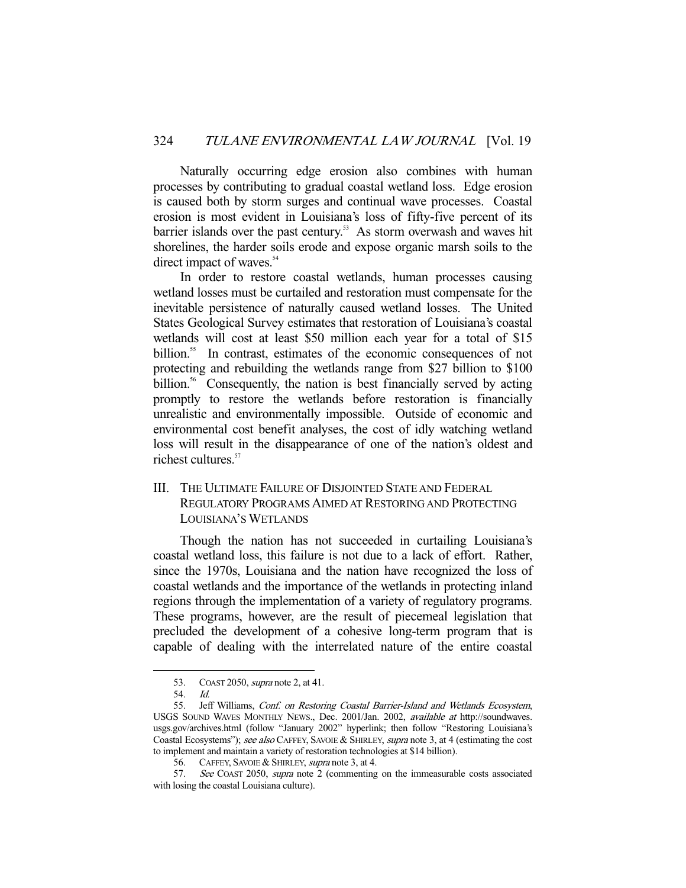Naturally occurring edge erosion also combines with human processes by contributing to gradual coastal wetland loss. Edge erosion is caused both by storm surges and continual wave processes. Coastal erosion is most evident in Louisiana's loss of fifty-five percent of its barrier islands over the past century.[53] As storm overwash and waves hit shorelines, the harder soils erode and expose organic marsh soils to the direct impact of waves.[54]

In order to restore coastal wetlands, human processes causing wetland losses must be curtailed and restoration must compensate for the inevitable persistence of naturally caused wetland losses. The United States Geological Survey estimates that restoration of Louisiana's coastal wetlands will cost at least $50 million each year for a total of $15 billion.[55] In contrast, estimates of the economic consequences of not protecting and rebuilding the wetlands range from $27 billion to $100 billion.[56] Consequently, the nation is best financially served by acting promptly to restore the wetlands before restoration is financially unrealistic and environmentally impossible. Outside of economic and environmental cost benefit analyses, the cost of idly watching wetland loss will result in the disappearance of one of the nation's oldest and richest cultures.[57]

## III. The Ultimate Failure of Disjointed State and Federal Regulatory Programs Aimed at Restoring and Protecting Louisiana's Wetlands

Though the nation has not succeeded in curtailing Louisiana's coastal wetland loss, this failure is not due to a lack of effort. Rather, since the 1970s, Louisiana and the nation have recognized the loss of coastal wetlands and the importance of the wetlands in protecting inland regions through the implementation of a variety of regulatory programs. These programs, however, are the result of piecemeal legislation that precluded the development of a cohesive long-term program that is capable of dealing with the interrelated nature of the entire coastal

---

53. COAST 2050, *supra* note 2, at 41.

54. *Id.*

55. Jeff Williams, *Conf. on Restoring Coastal Barrier-Island and Wetlands Ecosystem*, USGS SOUND WAVES MONTHLY NEWS., Dec. 2001/Jan. 2002, *available at* http://soundwaves.usgs.gov/archives.html (follow "January 2002" hyperlink; then follow "Restoring Louisiana's Coastal Ecosystems"); *see also* CAFFEY, SAVOIE & SHIRLEY, *supra* note 3, at 4 (estimating the cost to implement and maintain a variety of restoration technologies at $14 billion).

56. CAFFEY, SAVOIE & SHIRLEY, *supra* note 3, at 4.

57. *See* COAST 2050, *supra* note 2 (commenting on the immeasurable costs associated with losing the coastal Louisiana culture).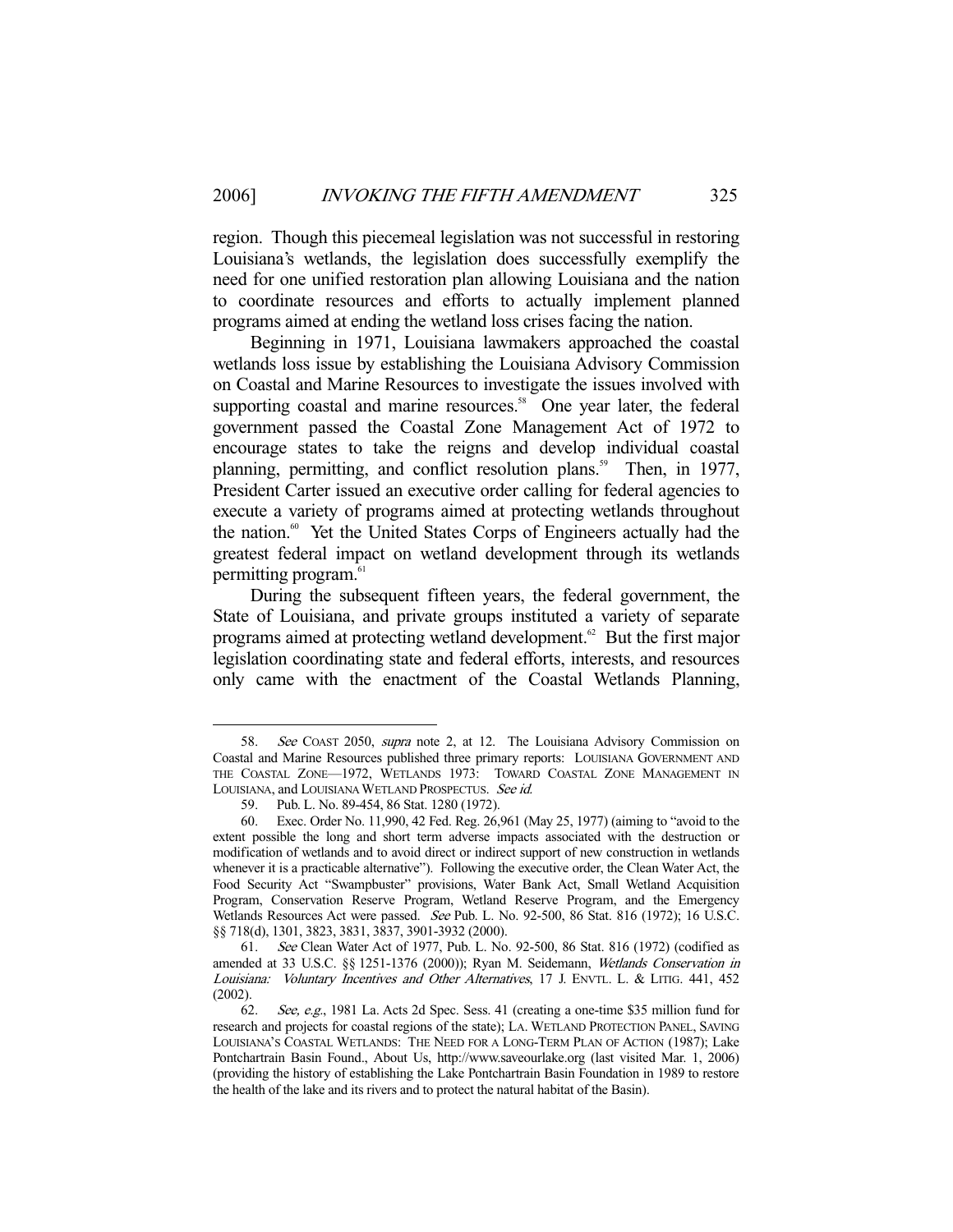region. Though this piecemeal legislation was not successful in restoring Louisiana's wetlands, the legislation does successfully exemplify the need for one unified restoration plan allowing Louisiana and the nation to coordinate resources and efforts to actually implement planned programs aimed at ending the wetland loss crises facing the nation.

Beginning in 1971, Louisiana lawmakers approached the coastal wetlands loss issue by establishing the Louisiana Advisory Commission on Coastal and Marine Resources to investigate the issues involved with supporting coastal and marine resources.[58] One year later, the federal government passed the Coastal Zone Management Act of 1972 to encourage states to take the reigns and develop individual coastal planning, permitting, and conflict resolution plans.[59] Then, in 1977, President Carter issued an executive order calling for federal agencies to execute a variety of programs aimed at protecting wetlands throughout the nation.[60] Yet the United States Corps of Engineers actually had the greatest federal impact on wetland development through its wetlands permitting program.[61]

During the subsequent fifteen years, the federal government, the State of Louisiana, and private groups instituted a variety of separate programs aimed at protecting wetland development.[62] But the first major legislation coordinating state and federal efforts, interests, and resources only came with the enactment of the Coastal Wetlands Planning,

---

58. *See* COAST 2050, *supra* note 2, at 12. The Louisiana Advisory Commission on Coastal and Marine Resources published three primary reports: LOUISIANA GOVERNMENT AND THE COASTAL ZONE—1972, WETLANDS 1973: TOWARD COASTAL ZONE MANAGEMENT IN LOUISIANA, and LOUISIANA WETLAND PROSPECTUS. *See id.*

59. Pub. L. No. 89-454, 86 Stat. 1280 (1972).

60. Exec. Order No. 11,990, 42 Fed. Reg. 26,961 (May 25, 1977) (aiming to "avoid to the extent possible the long and short term adverse impacts associated with the destruction or modification of wetlands and to avoid direct or indirect support of new construction in wetlands whenever it is a practicable alternative"). Following the executive order, the Clean Water Act, the Food Security Act "Swampbuster" provisions, Water Bank Act, Small Wetland Acquisition Program, Conservation Reserve Program, Wetland Reserve Program, and the Emergency Wetlands Resources Act were passed. *See* Pub. L. No. 92-500, 86 Stat. 816 (1972); 16 U.S.C. §§ 718(d), 1301, 3823, 3831, 3837, 3901-3932 (2000).

61. *See* Clean Water Act of 1977, Pub. L. No. 92-500, 86 Stat. 816 (1972) (codified as amended at 33 U.S.C. §§ 1251-1376 (2000)); Ryan M. Seidemann, *Wetlands Conservation in Louisiana: Voluntary Incentives and Other Alternatives*, 17 J. ENVTL. L. & LITIG. 441, 452 (2002).

62. *See, e.g.*, 1981 La. Acts 2d Spec. Sess. 41 (creating a one-time $35 million fund for research and projects for coastal regions of the state); LA. WETLAND PROTECTION PANEL, SAVING LOUISIANA'S COASTAL WETLANDS: THE NEED FOR A LONG-TERM PLAN OF ACTION (1987); Lake Pontchartrain Basin Found., About Us, http://www.saveourlake.org (last visited Mar. 1, 2006) (providing the history of establishing the Lake Pontchartrain Basin Foundation in 1989 to restore the health of the lake and its rivers and to protect the natural habitat of the Basin).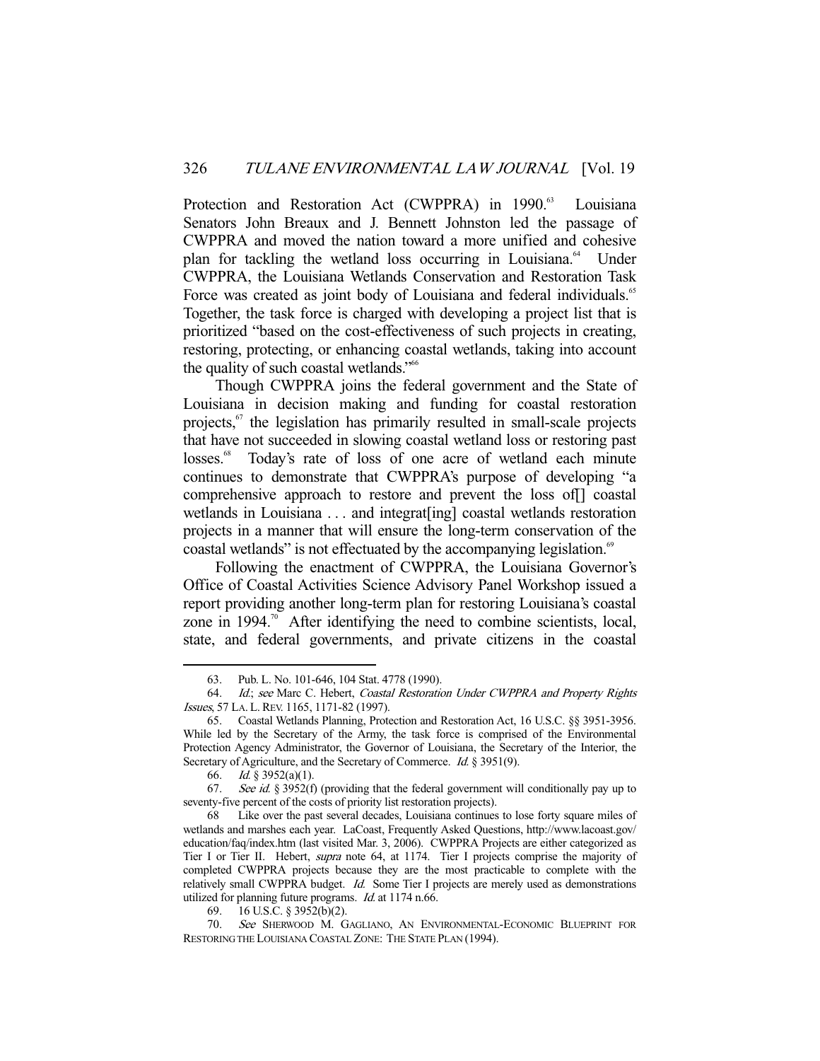Protection and Restoration Act (CWPPRA) in 1990.[63] Louisiana Senators John Breaux and J. Bennett Johnston led the passage of CWPPRA and moved the nation toward a more unified and cohesive plan for tackling the wetland loss occurring in Louisiana.[64] Under CWPPRA, the Louisiana Wetlands Conservation and Restoration Task Force was created as joint body of Louisiana and federal individuals.[65] Together, the task force is charged with developing a project list that is prioritized "based on the cost-effectiveness of such projects in creating, restoring, protecting, or enhancing coastal wetlands, taking into account the quality of such coastal wetlands."[66]

Though CWPPRA joins the federal government and the State of Louisiana in decision making and funding for coastal restoration projects,[67] the legislation has primarily resulted in small-scale projects that have not succeeded in slowing coastal wetland loss or restoring past losses.[68] Today's rate of loss of one acre of wetland each minute continues to demonstrate that CWPPRA's purpose of developing "a comprehensive approach to restore and prevent the loss of[] coastal wetlands in Louisiana . . . and integrat[ing] coastal wetlands restoration projects in a manner that will ensure the long-term conservation of the coastal wetlands" is not effectuated by the accompanying legislation.[69]

Following the enactment of CWPPRA, the Louisiana Governor's Office of Coastal Activities Science Advisory Panel Workshop issued a report providing another long-term plan for restoring Louisiana's coastal zone in 1994.[70] After identifying the need to combine scientists, local, state, and federal governments, and private citizens in the coastal

---

63. Pub. L. No. 101-646, 104 Stat. 4778 (1990).

64. *Id.*; *see* Marc C. Hebert, *Coastal Restoration Under CWPPRA and Property Rights Issues*, 57 LA. L. REV. 1165, 1171-82 (1997).

65. Coastal Wetlands Planning, Protection and Restoration Act, 16 U.S.C. §§ 3951-3956. While led by the Secretary of the Army, the task force is comprised of the Environmental Protection Agency Administrator, the Governor of Louisiana, the Secretary of the Interior, the Secretary of Agriculture, and the Secretary of Commerce. *Id.* § 3951(9).

66. *Id.* § 3952(a)(1).

67. *See id.* § 3952(f) (providing that the federal government will conditionally pay up to seventy-five percent of the costs of priority list restoration projects).

68 Like over the past several decades, Louisiana continues to lose forty square miles of wetlands and marshes each year. LaCoast, Frequently Asked Questions, http://www.lacoast.gov/education/faq/index.htm (last visited Mar. 3, 2006). CWPPRA Projects are either categorized as Tier I or Tier II. Hebert, *supra* note 64, at 1174. Tier I projects comprise the majority of completed CWPPRA projects because they are the most practicable to complete with the relatively small CWPPRA budget. *Id.* Some Tier I projects are merely used as demonstrations utilized for planning future programs. *Id.* at 1174 n.66.

69. 16 U.S.C. § 3952(b)(2).

70. *See* SHERWOOD M. GAGLIANO, AN ENVIRONMENTAL-ECONOMIC BLUEPRINT FOR RESTORING THE LOUISIANA COASTAL ZONE: THE STATE PLAN (1994).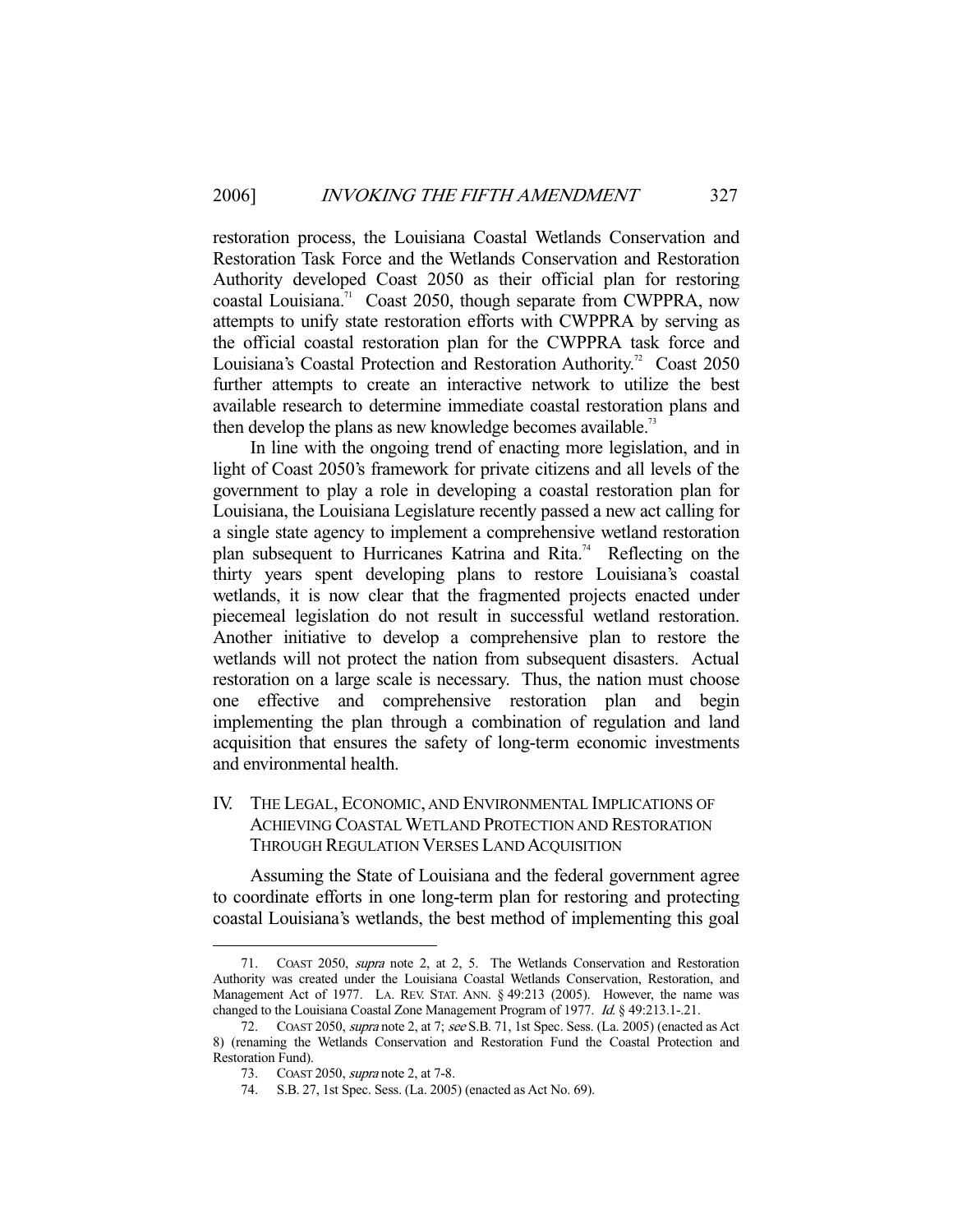restoration process, the Louisiana Coastal Wetlands Conservation and Restoration Task Force and the Wetlands Conservation and Restoration Authority developed Coast 2050 as their official plan for restoring coastal Louisiana.[71] Coast 2050, though separate from CWPPRA, now attempts to unify state restoration efforts with CWPPRA by serving as the official coastal restoration plan for the CWPPRA task force and Louisiana's Coastal Protection and Restoration Authority.[72] Coast 2050 further attempts to create an interactive network to utilize the best available research to determine immediate coastal restoration plans and then develop the plans as new knowledge becomes available.[73]

In line with the ongoing trend of enacting more legislation, and in light of Coast 2050's framework for private citizens and all levels of the government to play a role in developing a coastal restoration plan for Louisiana, the Louisiana Legislature recently passed a new act calling for a single state agency to implement a comprehensive wetland restoration plan subsequent to Hurricanes Katrina and Rita.[74] Reflecting on the thirty years spent developing plans to restore Louisiana's coastal wetlands, it is now clear that the fragmented projects enacted under piecemeal legislation do not result in successful wetland restoration. Another initiative to develop a comprehensive plan to restore the wetlands will not protect the nation from subsequent disasters. Actual restoration on a large scale is necessary. Thus, the nation must choose one effective and comprehensive restoration plan and begin implementing the plan through a combination of regulation and land acquisition that ensures the safety of long-term economic investments and environmental health.

## IV. THE LEGAL, ECONOMIC, AND ENVIRONMENTAL IMPLICATIONS OF ACHIEVING COASTAL WETLAND PROTECTION AND RESTORATION THROUGH REGULATION VERSES LAND ACQUISITION

Assuming the State of Louisiana and the federal government agree to coordinate efforts in one long-term plan for restoring and protecting coastal Louisiana's wetlands, the best method of implementing this goal

---

71. COAST 2050, *supra* note 2, at 2, 5. The Wetlands Conservation and Restoration Authority was created under the Louisiana Coastal Wetlands Conservation, Restoration, and Management Act of 1977. LA. REV. STAT. ANN. § 49:213 (2005). However, the name was changed to the Louisiana Coastal Zone Management Program of 1977. *Id.* § 49:213.1-.21.

72. COAST 2050, *supra* note 2, at 7; *see* S.B. 71, 1st Spec. Sess. (La. 2005) (enacted as Act 8) (renaming the Wetlands Conservation and Restoration Fund the Coastal Protection and Restoration Fund).

73. COAST 2050, *supra* note 2, at 7-8.

74. S.B. 27, 1st Spec. Sess. (La. 2005) (enacted as Act No. 69).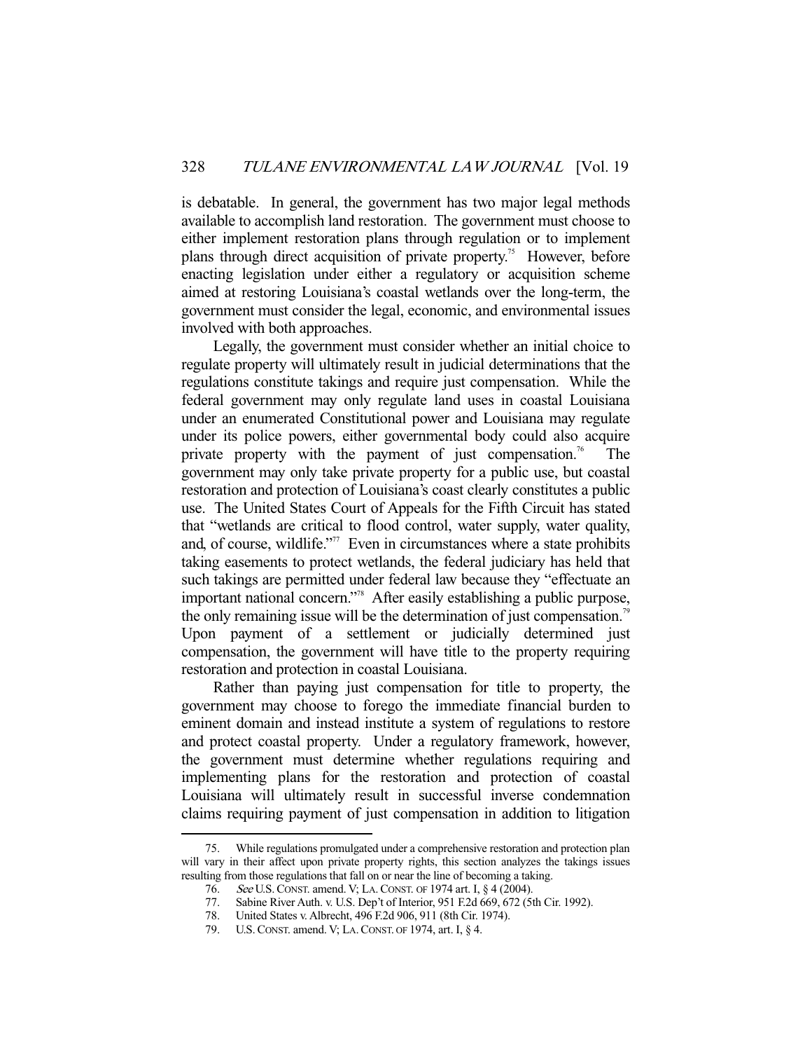is debatable. In general, the government has two major legal methods available to accomplish land restoration. The government must choose to either implement restoration plans through regulation or to implement plans through direct acquisition of private property.[75] However, before enacting legislation under either a regulatory or acquisition scheme aimed at restoring Louisiana's coastal wetlands over the long-term, the government must consider the legal, economic, and environmental issues involved with both approaches.

Legally, the government must consider whether an initial choice to regulate property will ultimately result in judicial determinations that the regulations constitute takings and require just compensation. While the federal government may only regulate land uses in coastal Louisiana under an enumerated Constitutional power and Louisiana may regulate under its police powers, either governmental body could also acquire private property with the payment of just compensation.[76] The government may only take private property for a public use, but coastal restoration and protection of Louisiana's coast clearly constitutes a public use. The United States Court of Appeals for the Fifth Circuit has stated that "wetlands are critical to flood control, water supply, water quality, and, of course, wildlife."[77] Even in circumstances where a state prohibits taking easements to protect wetlands, the federal judiciary has held that such takings are permitted under federal law because they "effectuate an important national concern."[78] After easily establishing a public purpose, the only remaining issue will be the determination of just compensation.[79] Upon payment of a settlement or judicially determined just compensation, the government will have title to the property requiring restoration and protection in coastal Louisiana.

Rather than paying just compensation for title to property, the government may choose to forego the immediate financial burden to eminent domain and instead institute a system of regulations to restore and protect coastal property. Under a regulatory framework, however, the government must determine whether regulations requiring and implementing plans for the restoration and protection of coastal Louisiana will ultimately result in successful inverse condemnation claims requiring payment of just compensation in addition to litigation

---

75. While regulations promulgated under a comprehensive restoration and protection plan will vary in their affect upon private property rights, this section analyzes the takings issues resulting from those regulations that fall on or near the line of becoming a taking.

76. *See* U.S. CONST. amend. V; LA. CONST. OF 1974 art. I, § 4 (2004).

77. Sabine River Auth. v. U.S. Dep't of Interior, 951 F.2d 669, 672 (5th Cir. 1992).

78. United States v. Albrecht, 496 F.2d 906, 911 (8th Cir. 1974).

79. U.S. CONST. amend. V; LA. CONST. OF 1974, art. I, § 4.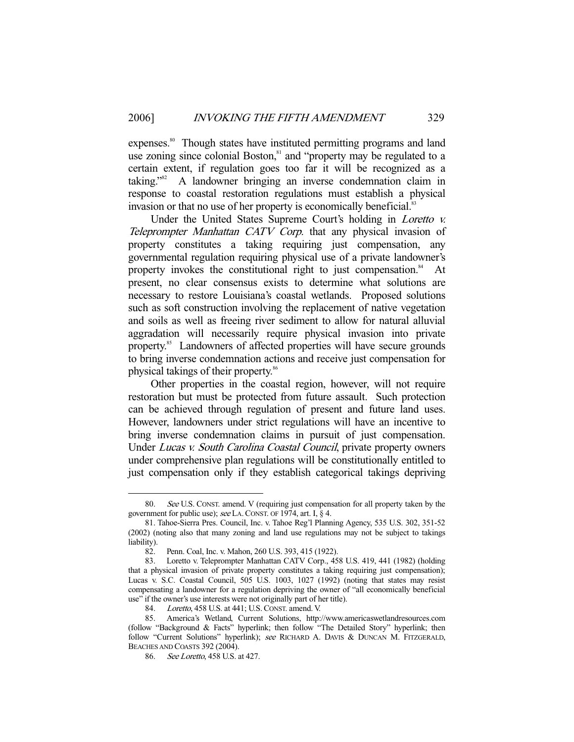expenses.[80] Though states have instituted permitting programs and land use zoning since colonial Boston,[81] and "property may be regulated to a certain extent, if regulation goes too far it will be recognized as a taking."[82] A landowner bringing an inverse condemnation claim in response to coastal restoration regulations must establish a physical invasion or that no use of her property is economically beneficial.[83]

Under the United States Supreme Court's holding in *Loretto v. Teleprompter Manhattan CATV Corp.* that any physical invasion of property constitutes a taking requiring just compensation, any governmental regulation requiring physical use of a private landowner's property invokes the constitutional right to just compensation.[84] At present, no clear consensus exists to determine what solutions are necessary to restore Louisiana's coastal wetlands. Proposed solutions such as soft construction involving the replacement of native vegetation and soils as well as freeing river sediment to allow for natural alluvial aggradation will necessarily require physical invasion into private property.[85] Landowners of affected properties will have secure grounds to bring inverse condemnation actions and receive just compensation for physical takings of their property.[86]

Other properties in the coastal region, however, will not require restoration but must be protected from future assault. Such protection can be achieved through regulation of present and future land uses. However, landowners under strict regulations will have an incentive to bring inverse condemnation claims in pursuit of just compensation. Under *Lucas v. South Carolina Coastal Council*, private property owners under comprehensive plan regulations will be constitutionally entitled to just compensation only if they establish categorical takings depriving

---

80. *See* U.S. CONST. amend. V (requiring just compensation for all property taken by the government for public use); *see* LA. CONST. OF 1974, art. I, § 4.

81. Tahoe-Sierra Pres. Council, Inc. v. Tahoe Reg'l Planning Agency, 535 U.S. 302, 351-52 (2002) (noting also that many zoning and land use regulations may not be subject to takings liability).

82. Penn. Coal, Inc. v. Mahon, 260 U.S. 393, 415 (1922).

83. Loretto v. Teleprompter Manhattan CATV Corp., 458 U.S. 419, 441 (1982) (holding that a physical invasion of private property constitutes a taking requiring just compensation); Lucas v. S.C. Coastal Council, 505 U.S. 1003, 1027 (1992) (noting that states may resist compensating a landowner for a regulation depriving the owner of "all economically beneficial use" if the owner's use interests were not originally part of her title).

84. *Loretto*, 458 U.S. at 441; U.S. CONST. amend. V.

85. America's Wetland, Current Solutions, http://www.americaswetlandresources.com (follow "Background & Facts" hyperlink; then follow "The Detailed Story" hyperlink; then follow "Current Solutions" hyperlink); *see* RICHARD A. DAVIS & DUNCAN M. FITZGERALD, BEACHES AND COASTS 392 (2004).

86. *See Loretto*, 458 U.S. at 427.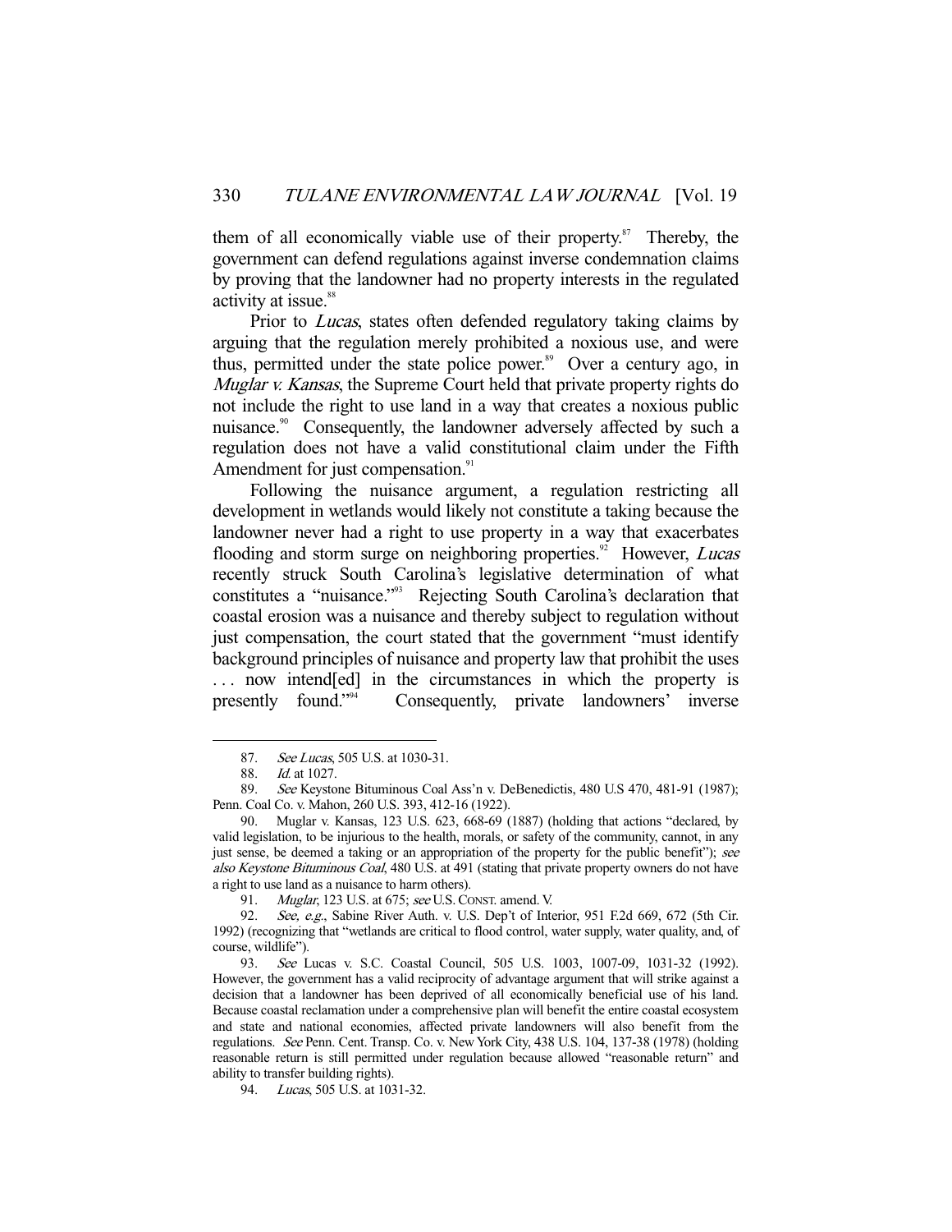them of all economically viable use of their property.[87] Thereby, the government can defend regulations against inverse condemnation claims by proving that the landowner had no property interests in the regulated activity at issue.[88]

Prior to *Lucas*, states often defended regulatory taking claims by arguing that the regulation merely prohibited a noxious use, and were thus, permitted under the state police power.[89] Over a century ago, in *Muglar v. Kansas*, the Supreme Court held that private property rights do not include the right to use land in a way that creates a noxious public nuisance.[90] Consequently, the landowner adversely affected by such a regulation does not have a valid constitutional claim under the Fifth Amendment for just compensation.[91]

Following the nuisance argument, a regulation restricting all development in wetlands would likely not constitute a taking because the landowner never had a right to use property in a way that exacerbates flooding and storm surge on neighboring properties.[92] However, *Lucas* recently struck South Carolina's legislative determination of what constitutes a "nuisance."[93] Rejecting South Carolina's declaration that coastal erosion was a nuisance and thereby subject to regulation without just compensation, the court stated that the government "must identify background principles of nuisance and property law that prohibit the uses . . . now intend[ed] in the circumstances in which the property is presently found."[94] Consequently, private landowners' inverse

---

87. *See Lucas*, 505 U.S. at 1030-31.

88. *Id.* at 1027.

89. *See* Keystone Bituminous Coal Ass'n v. DeBenedictis, 480 U.S 470, 481-91 (1987); Penn. Coal Co. v. Mahon, 260 U.S. 393, 412-16 (1922).

90. Muglar v. Kansas, 123 U.S. 623, 668-69 (1887) (holding that actions "declared, by valid legislation, to be injurious to the health, morals, or safety of the community, cannot, in any just sense, be deemed a taking or an appropriation of the property for the public benefit"); *see also Keystone Bituminous Coal*, 480 U.S. at 491 (stating that private property owners do not have a right to use land as a nuisance to harm others).

91. *Muglar*, 123 U.S. at 675; *see* U.S. CONST. amend. V.

92. *See, e.g.*, Sabine River Auth. v. U.S. Dep't of Interior, 951 F.2d 669, 672 (5th Cir. 1992) (recognizing that "wetlands are critical to flood control, water supply, water quality, and, of course, wildlife").

93. *See* Lucas v. S.C. Coastal Council, 505 U.S. 1003, 1007-09, 1031-32 (1992). However, the government has a valid reciprocity of advantage argument that will strike against a decision that a landowner has been deprived of all economically beneficial use of his land. Because coastal reclamation under a comprehensive plan will benefit the entire coastal ecosystem and state and national economies, affected private landowners will also benefit from the regulations. *See* Penn. Cent. Transp. Co. v. New York City, 438 U.S. 104, 137-38 (1978) (holding reasonable return is still permitted under regulation because allowed "reasonable return" and ability to transfer building rights).

94. *Lucas*, 505 U.S. at 1031-32.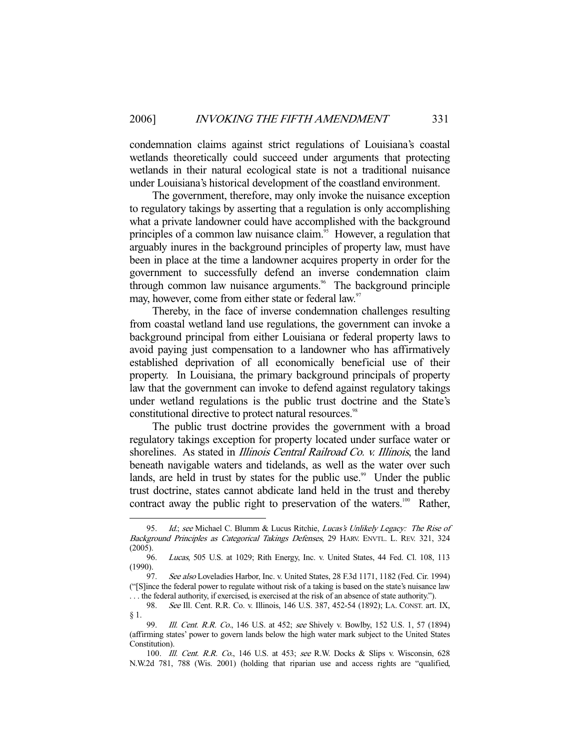condemnation claims against strict regulations of Louisiana's coastal wetlands theoretically could succeed under arguments that protecting wetlands in their natural ecological state is not a traditional nuisance under Louisiana's historical development of the coastland environment.

The government, therefore, may only invoke the nuisance exception to regulatory takings by asserting that a regulation is only accomplishing what a private landowner could have accomplished with the background principles of a common law nuisance claim.[95] However, a regulation that arguably inures in the background principles of property law, must have been in place at the time a landowner acquires property in order for the government to successfully defend an inverse condemnation claim through common law nuisance arguments.[96] The background principle may, however, come from either state or federal law.[97]

Thereby, in the face of inverse condemnation challenges resulting from coastal wetland land use regulations, the government can invoke a background principal from either Louisiana or federal property laws to avoid paying just compensation to a landowner who has affirmatively established deprivation of all economically beneficial use of their property. In Louisiana, the primary background principals of property law that the government can invoke to defend against regulatory takings under wetland regulations is the public trust doctrine and the State's constitutional directive to protect natural resources.[98]

The public trust doctrine provides the government with a broad regulatory takings exception for property located under surface water or shorelines. As stated in *Illinois Central Railroad Co. v. Illinois*, the land beneath navigable waters and tidelands, as well as the water over such lands, are held in trust by states for the public use.[99] Under the public trust doctrine, states cannot abdicate land held in the trust and thereby contract away the public right to preservation of the waters.[100] Rather,

---

95. *Id.*; *see* Michael C. Blumm & Lucus Ritchie, *Lucas's Unlikely Legacy: The Rise of Background Principles as Categorical Takings Defenses*, 29 HARV. ENVTL. L. REV. 321, 324 (2005).

96. *Lucas*, 505 U.S. at 1029; Rith Energy, Inc. v. United States, 44 Fed. Cl. 108, 113 (1990).

97. *See also* Loveladies Harbor, Inc. v. United States, 28 F.3d 1171, 1182 (Fed. Cir. 1994) ("[S]ince the federal power to regulate without risk of a taking is based on the state's nuisance law . . . the federal authority, if exercised, is exercised at the risk of an absence of state authority.").

98. *See* Ill. Cent. R.R. Co. v. Illinois, 146 U.S. 387, 452-54 (1892); LA. CONST. art. IX, § 1.

99. *Ill. Cent. R.R. Co.*, 146 U.S. at 452; *see* Shively v. Bowlby, 152 U.S. 1, 57 (1894) (affirming states' power to govern lands below the high water mark subject to the United States Constitution).

100. *Ill. Cent. R.R. Co.*, 146 U.S. at 453; *see* R.W. Docks & Slips v. Wisconsin, 628 N.W.2d 781, 788 (Wis. 2001) (holding that riparian use and access rights are "qualified,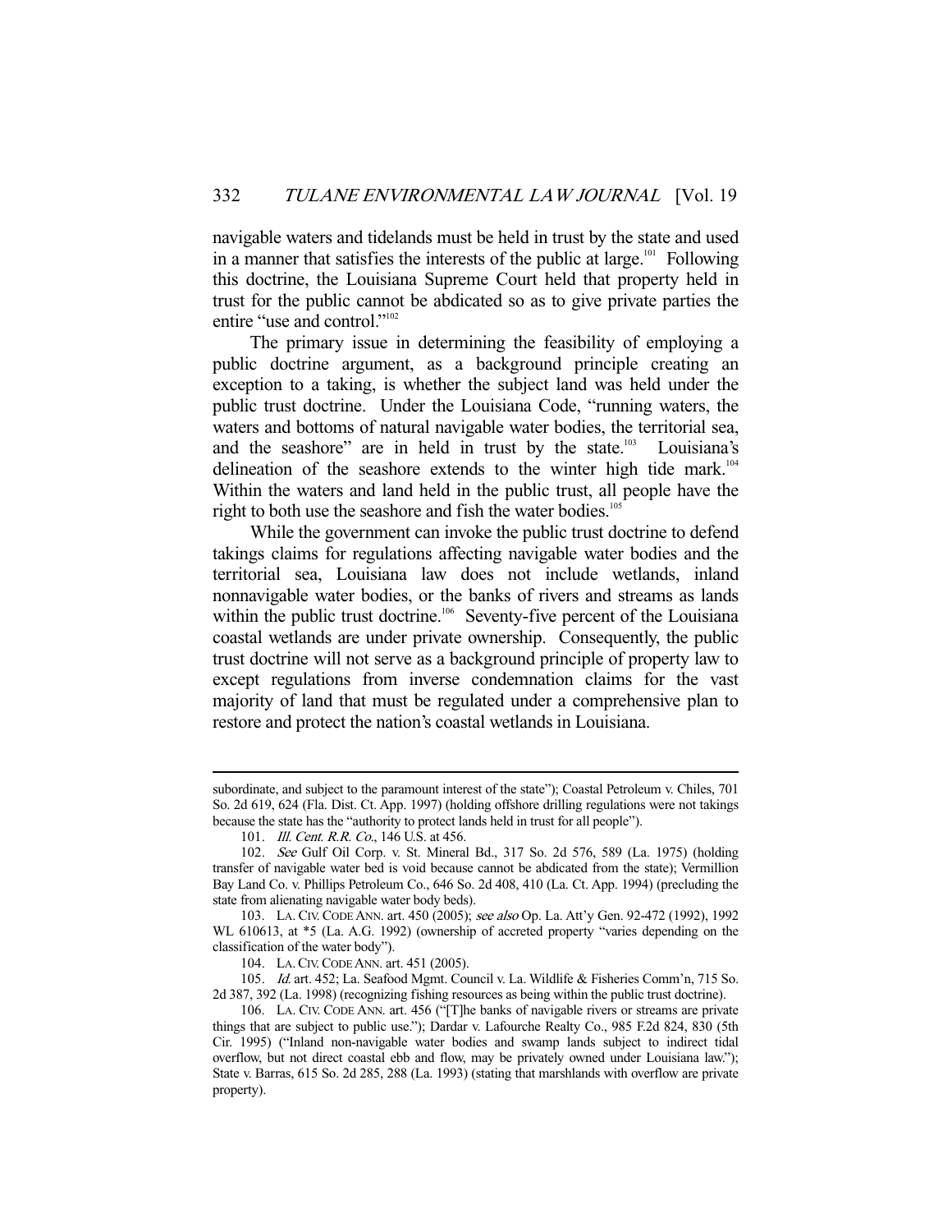navigable waters and tidelands must be held in trust by the state and used in a manner that satisfies the interests of the public at large.[101] Following this doctrine, the Louisiana Supreme Court held that property held in trust for the public cannot be abdicated so as to give private parties the entire "use and control."[102]

The primary issue in determining the feasibility of employing a public doctrine argument, as a background principle creating an exception to a taking, is whether the subject land was held under the public trust doctrine. Under the Louisiana Code, "running waters, the waters and bottoms of natural navigable water bodies, the territorial sea, and the seashore" are in held in trust by the state.[103] Louisiana's delineation of the seashore extends to the winter high tide mark.[104] Within the waters and land held in the public trust, all people have the right to both use the seashore and fish the water bodies.[105]

While the government can invoke the public trust doctrine to defend takings claims for regulations affecting navigable water bodies and the territorial sea, Louisiana law does not include wetlands, inland nonnavigable water bodies, or the banks of rivers and streams as lands within the public trust doctrine.[106] Seventy-five percent of the Louisiana coastal wetlands are under private ownership. Consequently, the public trust doctrine will not serve as a background principle of property law to except regulations from inverse condemnation claims for the vast majority of land that must be regulated under a comprehensive plan to restore and protect the nation's coastal wetlands in Louisiana.

---

subordinate, and subject to the paramount interest of the state"); Coastal Petroleum v. Chiles, 701 So. 2d 619, 624 (Fla. Dist. Ct. App. 1997) (holding offshore drilling regulations were not takings because the state has the "authority to protect lands held in trust for all people").

101. *Ill. Cent. R.R. Co.*, 146 U.S. at 456.

102. *See* Gulf Oil Corp. v. St. Mineral Bd., 317 So. 2d 576, 589 (La. 1975) (holding transfer of navigable water bed is void because cannot be abdicated from the state); Vermillion Bay Land Co. v. Phillips Petroleum Co., 646 So. 2d 408, 410 (La. Ct. App. 1994) (precluding the state from alienating navigable water body beds).

103. LA. CIV. CODE ANN. art. 450 (2005); *see also* Op. La. Att'y Gen. 92-472 (1992), 1992 WL 610613, at *5 (La. A.G. 1992) (ownership of accreted property "varies depending on the classification of the water body").

104. LA. CIV. CODE ANN. art. 451 (2005).

105. *Id.* art. 452; La. Seafood Mgmt. Council v. La. Wildlife & Fisheries Comm'n, 715 So. 2d 387, 392 (La. 1998) (recognizing fishing resources as being within the public trust doctrine).

106. LA. CIV. CODE ANN. art. 456 ("[T]he banks of navigable rivers or streams are private things that are subject to public use."); Dardar v. Lafourche Realty Co., 985 F.2d 824, 830 (5th Cir. 1995) ("Inland non-navigable water bodies and swamp lands subject to indirect tidal overflow, but not direct coastal ebb and flow, may be privately owned under Louisiana law."); State v. Barras, 615 So. 2d 285, 288 (La. 1993) (stating that marshlands with overflow are private property).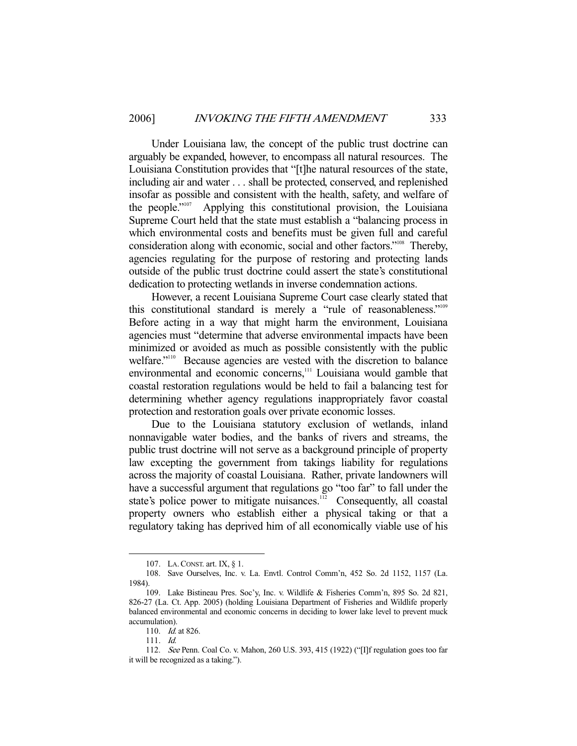Under Louisiana law, the concept of the public trust doctrine can arguably be expanded, however, to encompass all natural resources. The Louisiana Constitution provides that "[t]he natural resources of the state, including air and water . . . shall be protected, conserved, and replenished insofar as possible and consistent with the health, safety, and welfare of the people."[107] Applying this constitutional provision, the Louisiana Supreme Court held that the state must establish a "balancing process in which environmental costs and benefits must be given full and careful consideration along with economic, social and other factors."[108] Thereby, agencies regulating for the purpose of restoring and protecting lands outside of the public trust doctrine could assert the state's constitutional dedication to protecting wetlands in inverse condemnation actions.

However, a recent Louisiana Supreme Court case clearly stated that this constitutional standard is merely a "rule of reasonableness."[109] Before acting in a way that might harm the environment, Louisiana agencies must "determine that adverse environmental impacts have been minimized or avoided as much as possible consistently with the public welfare."[110] Because agencies are vested with the discretion to balance environmental and economic concerns,[111] Louisiana would gamble that coastal restoration regulations would be held to fail a balancing test for determining whether agency regulations inappropriately favor coastal protection and restoration goals over private economic losses.

Due to the Louisiana statutory exclusion of wetlands, inland nonnavigable water bodies, and the banks of rivers and streams, the public trust doctrine will not serve as a background principle of property law excepting the government from takings liability for regulations across the majority of coastal Louisiana. Rather, private landowners will have a successful argument that regulations go "too far" to fall under the state's police power to mitigate nuisances.[112] Consequently, all coastal property owners who establish either a physical taking or that a regulatory taking has deprived him of all economically viable use of his

---

107. LA. CONST. art. IX, § 1.

108. Save Ourselves, Inc. v. La. Envtl. Control Comm'n, 452 So. 2d 1152, 1157 (La. 1984).

109. Lake Bistineau Pres. Soc'y, Inc. v. Wildlife & Fisheries Comm'n, 895 So. 2d 821, 826-27 (La. Ct. App. 2005) (holding Louisiana Department of Fisheries and Wildlife properly balanced environmental and economic concerns in deciding to lower lake level to prevent muck accumulation).

110. *Id.* at 826.

111. *Id.*

112. *See* Penn. Coal Co. v. Mahon, 260 U.S. 393, 415 (1922) ("[I]f regulation goes too far it will be recognized as a taking.").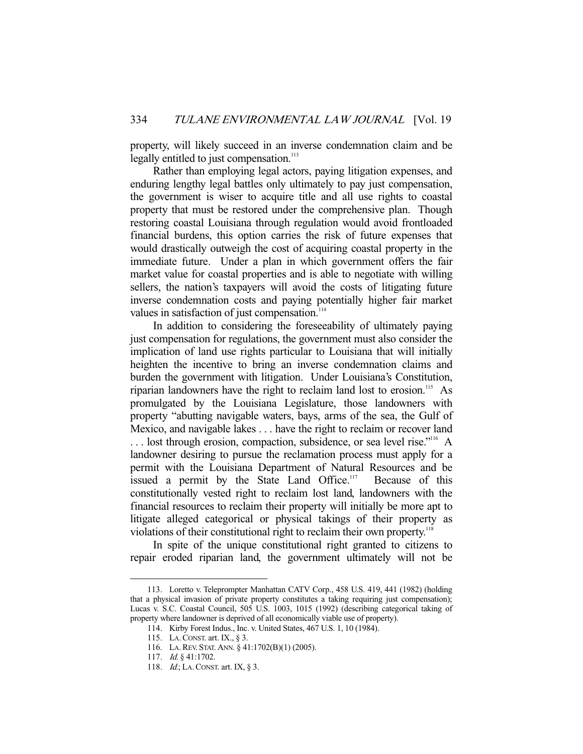property, will likely succeed in an inverse condemnation claim and be legally entitled to just compensation.[113]

Rather than employing legal actors, paying litigation expenses, and enduring lengthy legal battles only ultimately to pay just compensation, the government is wiser to acquire title and all use rights to coastal property that must be restored under the comprehensive plan. Though restoring coastal Louisiana through regulation would avoid frontloaded financial burdens, this option carries the risk of future expenses that would drastically outweigh the cost of acquiring coastal property in the immediate future. Under a plan in which government offers the fair market value for coastal properties and is able to negotiate with willing sellers, the nation's taxpayers will avoid the costs of litigating future inverse condemnation costs and paying potentially higher fair market values in satisfaction of just compensation.[114]

In addition to considering the foreseeability of ultimately paying just compensation for regulations, the government must also consider the implication of land use rights particular to Louisiana that will initially heighten the incentive to bring an inverse condemnation claims and burden the government with litigation. Under Louisiana's Constitution, riparian landowners have the right to reclaim land lost to erosion.[115] As promulgated by the Louisiana Legislature, those landowners with property "abutting navigable waters, bays, arms of the sea, the Gulf of Mexico, and navigable lakes . . . have the right to reclaim or recover land . . . lost through erosion, compaction, subsidence, or sea level rise."[116] A landowner desiring to pursue the reclamation process must apply for a permit with the Louisiana Department of Natural Resources and be issued a permit by the State Land Office.[117] Because of this constitutionally vested right to reclaim lost land, landowners with the financial resources to reclaim their property will initially be more apt to litigate alleged categorical or physical takings of their property as violations of their constitutional right to reclaim their own property.[118]

In spite of the unique constitutional right granted to citizens to repair eroded riparian land, the government ultimately will not be

---

113. Loretto v. Teleprompter Manhattan CATV Corp., 458 U.S. 419, 441 (1982) (holding that a physical invasion of private property constitutes a taking requiring just compensation); Lucas v. S.C. Coastal Council, 505 U.S. 1003, 1015 (1992) (describing categorical taking of property where landowner is deprived of all economically viable use of property).

114. Kirby Forest Indus., Inc. v. United States, 467 U.S. 1, 10 (1984).

115. LA. CONST. art. IX., § 3.

116. LA. REV. STAT. ANN. § 41:1702(B)(1) (2005).

117. *Id.* § 41:1702.

118. *Id.*; LA. CONST. art. IX, § 3.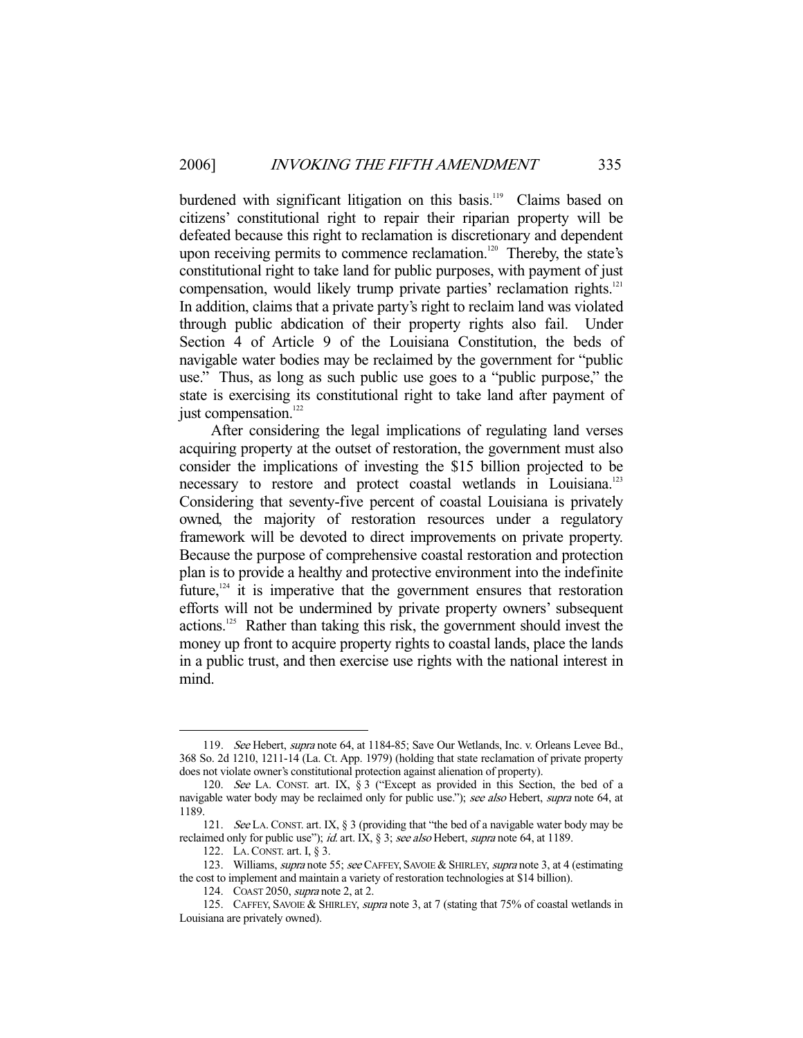burdened with significant litigation on this basis.[119] Claims based on citizens' constitutional right to repair their riparian property will be defeated because this right to reclamation is discretionary and dependent upon receiving permits to commence reclamation.[120] Thereby, the state's constitutional right to take land for public purposes, with payment of just compensation, would likely trump private parties' reclamation rights.[121] In addition, claims that a private party's right to reclaim land was violated through public abdication of their property rights also fail. Under Section 4 of Article 9 of the Louisiana Constitution, the beds of navigable water bodies may be reclaimed by the government for "public use." Thus, as long as such public use goes to a "public purpose," the state is exercising its constitutional right to take land after payment of just compensation.[122]

After considering the legal implications of regulating land verses acquiring property at the outset of restoration, the government must also consider the implications of investing the $15 billion projected to be necessary to restore and protect coastal wetlands in Louisiana.[123] Considering that seventy-five percent of coastal Louisiana is privately owned, the majority of restoration resources under a regulatory framework will be devoted to direct improvements on private property. Because the purpose of comprehensive coastal restoration and protection plan is to provide a healthy and protective environment into the indefinite future,[124] it is imperative that the government ensures that restoration efforts will not be undermined by private property owners' subsequent actions.[125] Rather than taking this risk, the government should invest the money up front to acquire property rights to coastal lands, place the lands in a public trust, and then exercise use rights with the national interest in mind.

---

119. *See* Hebert, *supra* note 64, at 1184-85; Save Our Wetlands, Inc. v. Orleans Levee Bd., 368 So. 2d 1210, 1211-14 (La. Ct. App. 1979) (holding that state reclamation of private property does not violate owner's constitutional protection against alienation of property).

120. *See* LA. CONST. art. IX, § 3 ("Except as provided in this Section, the bed of a navigable water body may be reclaimed only for public use."); *see also* Hebert, *supra* note 64, at 1189.

121. *See* LA. CONST. art. IX, § 3 (providing that "the bed of a navigable water body may be reclaimed only for public use"); *id.* art. IX, § 3; *see also* Hebert, *supra* note 64, at 1189.

122. LA. CONST. art. I, § 3.

123. Williams, *supra* note 55; *see* CAFFEY, SAVOIE & SHIRLEY, *supra* note 3, at 4 (estimating the cost to implement and maintain a variety of restoration technologies at $14 billion).

124. COAST 2050, *supra* note 2, at 2.

125. CAFFEY, SAVOIE & SHIRLEY, *supra* note 3, at 7 (stating that 75% of coastal wetlands in Louisiana are privately owned).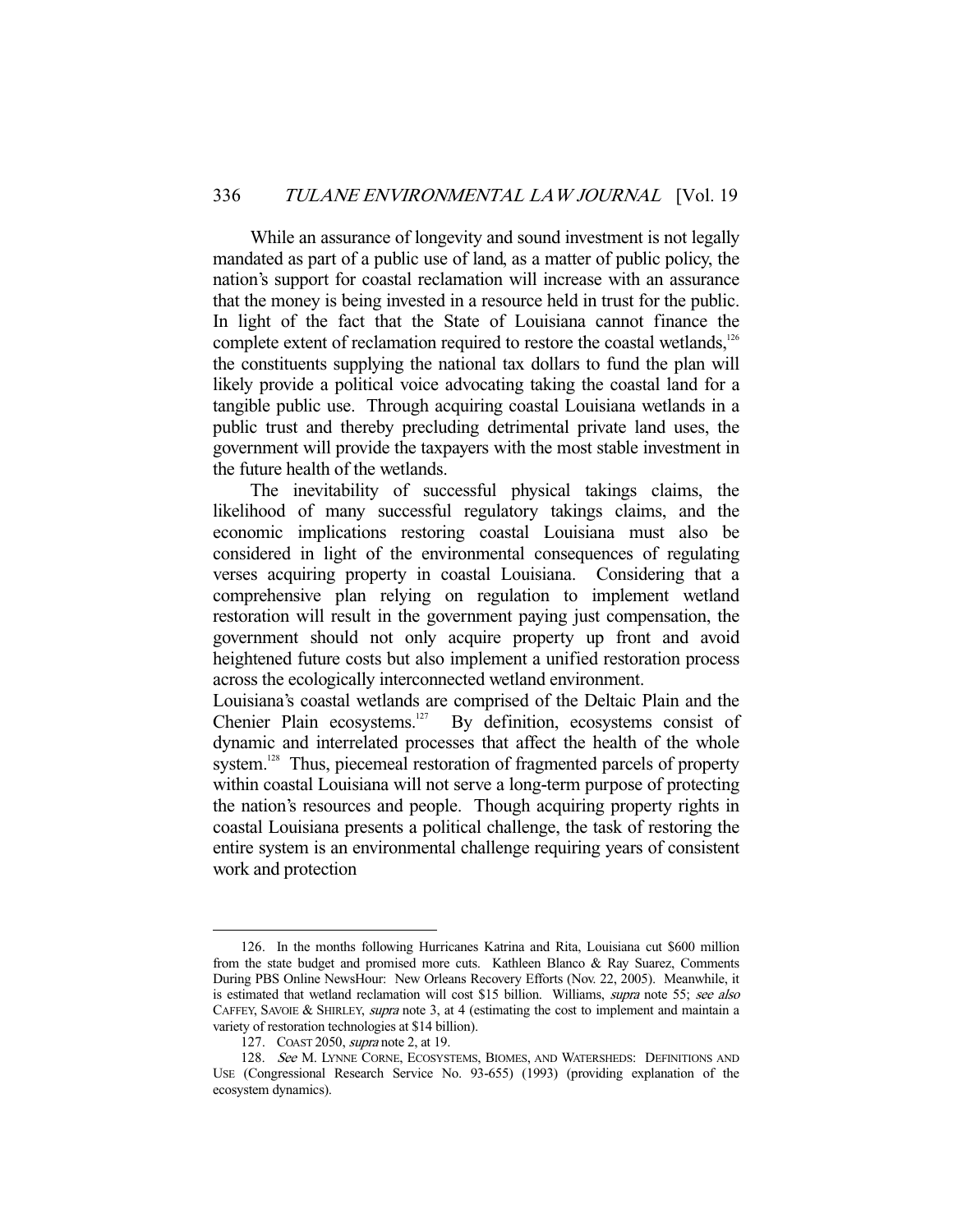While an assurance of longevity and sound investment is not legally mandated as part of a public use of land, as a matter of public policy, the nation's support for coastal reclamation will increase with an assurance that the money is being invested in a resource held in trust for the public. In light of the fact that the State of Louisiana cannot finance the complete extent of reclamation required to restore the coastal wetlands,[126] the constituents supplying the national tax dollars to fund the plan will likely provide a political voice advocating taking the coastal land for a tangible public use. Through acquiring coastal Louisiana wetlands in a public trust and thereby precluding detrimental private land uses, the government will provide the taxpayers with the most stable investment in the future health of the wetlands.

The inevitability of successful physical takings claims, the likelihood of many successful regulatory takings claims, and the economic implications restoring coastal Louisiana must also be considered in light of the environmental consequences of regulating verses acquiring property in coastal Louisiana. Considering that a comprehensive plan relying on regulation to implement wetland restoration will result in the government paying just compensation, the government should not only acquire property up front and avoid heightened future costs but also implement a unified restoration process across the ecologically interconnected wetland environment.

Louisiana's coastal wetlands are comprised of the Deltaic Plain and the Chenier Plain ecosystems.[127] By definition, ecosystems consist of dynamic and interrelated processes that affect the health of the whole system.[128] Thus, piecemeal restoration of fragmented parcels of property within coastal Louisiana will not serve a long-term purpose of protecting the nation's resources and people. Though acquiring property rights in coastal Louisiana presents a political challenge, the task of restoring the entire system is an environmental challenge requiring years of consistent work and protection

---

126. In the months following Hurricanes Katrina and Rita, Louisiana cut $600 million from the state budget and promised more cuts. Kathleen Blanco & Ray Suarez, Comments During PBS Online NewsHour: New Orleans Recovery Efforts (Nov. 22, 2005). Meanwhile, it is estimated that wetland reclamation will cost $15 billion. Williams, *supra* note 55; *see also* CAFFEY, SAVOIE & SHIRLEY, *supra* note 3, at 4 (estimating the cost to implement and maintain a variety of restoration technologies at $14 billion).

127. COAST 2050, *supra* note 2, at 19.

128. *See* M. LYNNE CORNE, ECOSYSTEMS, BIOMES, AND WATERSHEDS: DEFINITIONS AND USE (Congressional Research Service No. 93-655) (1993) (providing explanation of the ecosystem dynamics).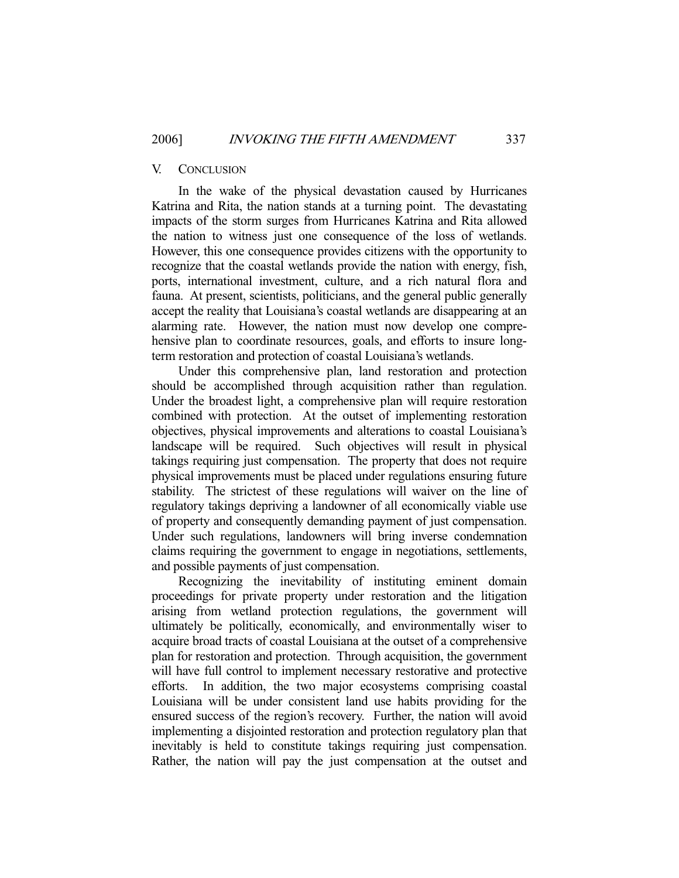## V. Conclusion

In the wake of the physical devastation caused by Hurricanes Katrina and Rita, the nation stands at a turning point. The devastating impacts of the storm surges from Hurricanes Katrina and Rita allowed the nation to witness just one consequence of the loss of wetlands. However, this one consequence provides citizens with the opportunity to recognize that the coastal wetlands provide the nation with energy, fish, ports, international investment, culture, and a rich natural flora and fauna. At present, scientists, politicians, and the general public generally accept the reality that Louisiana's coastal wetlands are disappearing at an alarming rate. However, the nation must now develop one comprehensive plan to coordinate resources, goals, and efforts to insure long-term restoration and protection of coastal Louisiana's wetlands.

Under this comprehensive plan, land restoration and protection should be accomplished through acquisition rather than regulation. Under the broadest light, a comprehensive plan will require restoration combined with protection. At the outset of implementing restoration objectives, physical improvements and alterations to coastal Louisiana's landscape will be required. Such objectives will result in physical takings requiring just compensation. The property that does not require physical improvements must be placed under regulations ensuring future stability. The strictest of these regulations will waiver on the line of regulatory takings depriving a landowner of all economically viable use of property and consequently demanding payment of just compensation. Under such regulations, landowners will bring inverse condemnation claims requiring the government to engage in negotiations, settlements, and possible payments of just compensation.

Recognizing the inevitability of instituting eminent domain proceedings for private property under restoration and the litigation arising from wetland protection regulations, the government will ultimately be politically, economically, and environmentally wiser to acquire broad tracts of coastal Louisiana at the outset of a comprehensive plan for restoration and protection. Through acquisition, the government will have full control to implement necessary restorative and protective efforts. In addition, the two major ecosystems comprising coastal Louisiana will be under consistent land use habits providing for the ensured success of the region's recovery. Further, the nation will avoid implementing a disjointed restoration and protection regulatory plan that inevitably is held to constitute takings requiring just compensation. Rather, the nation will pay the just compensation at the outset and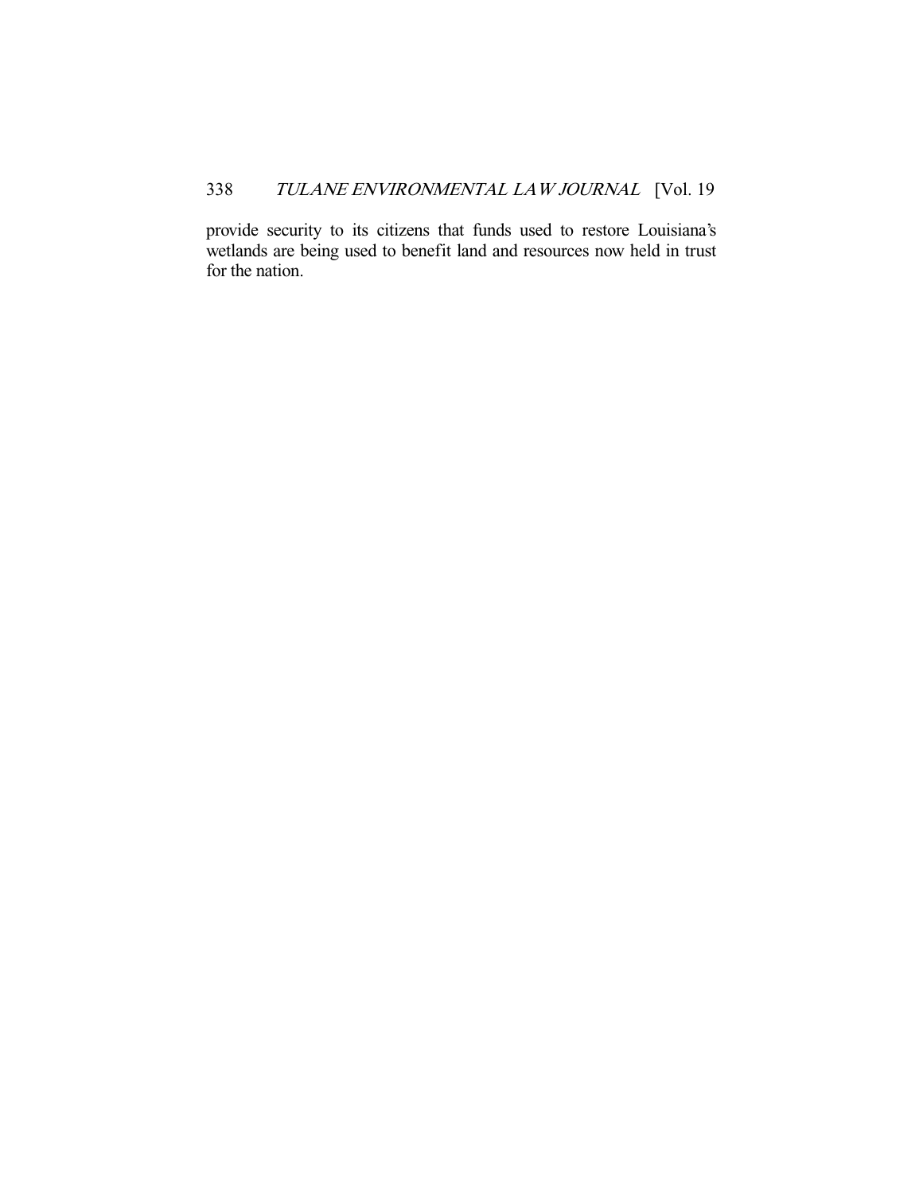provide security to its citizens that funds used to restore Louisiana's wetlands are being used to benefit land and resources now held in trust for the nation.